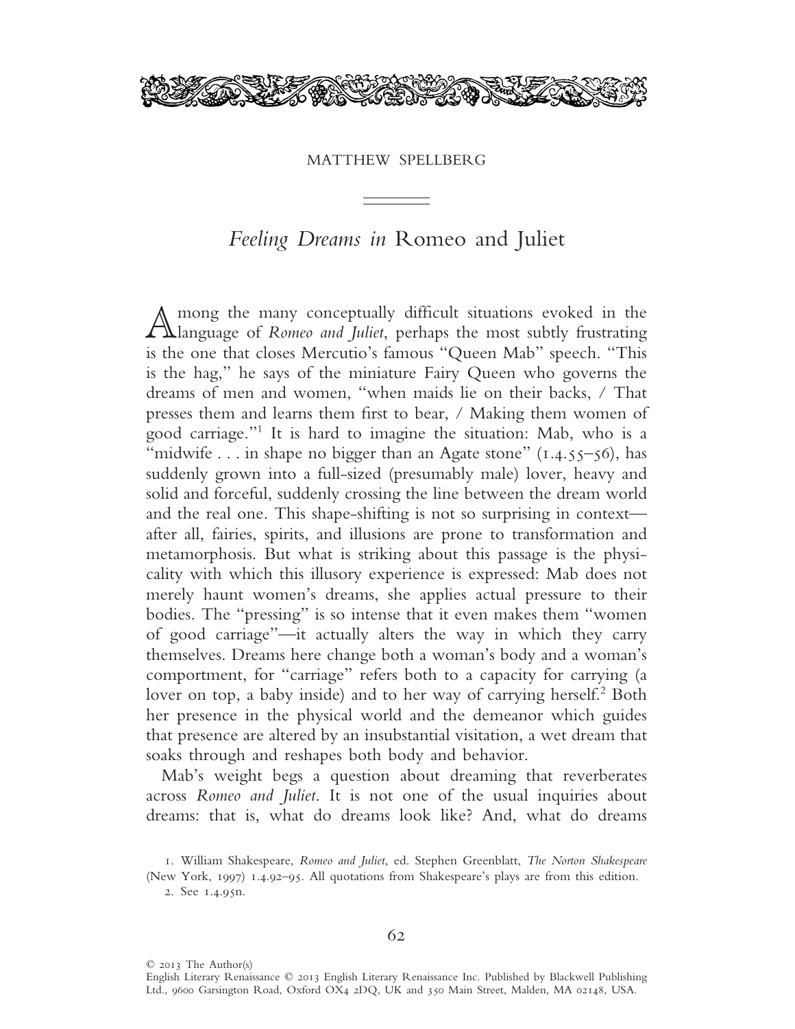MATTHEW SPELLBERG

# *Feeling Dreams in* Romeo and Juliet

Among the many conceptually difficult situations evoked in the language of *Romeo and Juliet*, perhaps the most subtly frustrating is the one that closes Mercutio's famous "Queen Mab" speech. "This is the hag," he says of the miniature Fairy Queen who governs the dreams of men and women, "when maids lie on their backs, / That presses them and learns them first to bear, / Making them women of good carriage."[1] It is hard to imagine the situation: Mab, who is a "midwife . . . in shape no bigger than an Agate stone" (1.4.55–56), has suddenly grown into a full-sized (presumably male) lover, heavy and solid and forceful, suddenly crossing the line between the dream world and the real one. This shape-shifting is not so surprising in context—after all, fairies, spirits, and illusions are prone to transformation and metamorphosis. But what is striking about this passage is the physicality with which this illusory experience is expressed: Mab does not merely haunt women's dreams, she applies actual pressure to their bodies. The "pressing" is so intense that it even makes them "women of good carriage"—it actually alters the way in which they carry themselves. Dreams here change both a woman's body and a woman's comportment, for "carriage" refers both to a capacity for carrying (a lover on top, a baby inside) and to her way of carrying herself.[2] Both her presence in the physical world and the demeanor which guides that presence are altered by an insubstantial visitation, a wet dream that soaks through and reshapes both body and behavior.

Mab's weight begs a question about dreaming that reverberates across *Romeo and Juliet*. It is not one of the usual inquiries about dreams: that is, what do dreams look like? And, what do dreams

1. William Shakespeare, *Romeo and Juliet*, ed. Stephen Greenblatt, *The Norton Shakespeare* (New York, 1997) 1.4.92–95. All quotations from Shakespeare's plays are from this edition.

2. See 1.4.95n.

© 2013 The Author(s)
English Literary Renaissance © 2013 English Literary Renaissance Inc. Published by Blackwell Publishing Ltd., 9600 Garsington Road, Oxford OX4 2DQ, UK and 350 Main Street, Malden, MA 02148, USA.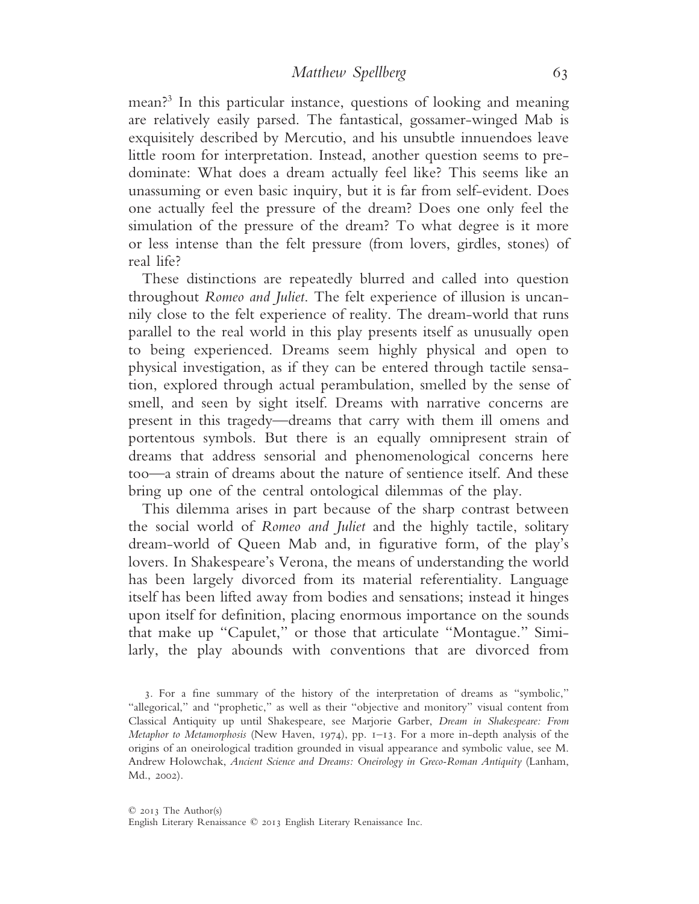mean?[3] In this particular instance, questions of looking and meaning are relatively easily parsed. The fantastical, gossamer-winged Mab is exquisitely described by Mercutio, and his unsubtle innuendoes leave little room for interpretation. Instead, another question seems to predominate: What does a dream actually feel like? This seems like an unassuming or even basic inquiry, but it is far from self-evident. Does one actually feel the pressure of the dream? Does one only feel the simulation of the pressure of the dream? To what degree is it more or less intense than the felt pressure (from lovers, girdles, stones) of real life?

These distinctions are repeatedly blurred and called into question throughout *Romeo and Juliet*. The felt experience of illusion is uncannily close to the felt experience of reality. The dream-world that runs parallel to the real world in this play presents itself as unusually open to being experienced. Dreams seem highly physical and open to physical investigation, as if they can be entered through tactile sensation, explored through actual perambulation, smelled by the sense of smell, and seen by sight itself. Dreams with narrative concerns are present in this tragedy—dreams that carry with them ill omens and portentous symbols. But there is an equally omnipresent strain of dreams that address sensorial and phenomenological concerns here too—a strain of dreams about the nature of sentience itself. And these bring up one of the central ontological dilemmas of the play.

This dilemma arises in part because of the sharp contrast between the social world of *Romeo and Juliet* and the highly tactile, solitary dream-world of Queen Mab and, in figurative form, of the play's lovers. In Shakespeare's Verona, the means of understanding the world has been largely divorced from its material referentiality. Language itself has been lifted away from bodies and sensations; instead it hinges upon itself for definition, placing enormous importance on the sounds that make up "Capulet," or those that articulate "Montague." Similarly, the play abounds with conventions that are divorced from

3. For a fine summary of the history of the interpretation of dreams as "symbolic," "allegorical," and "prophetic," as well as their "objective and monitory" visual content from Classical Antiquity up until Shakespeare, see Marjorie Garber, *Dream in Shakespeare: From Metaphor to Metamorphosis* (New Haven, 1974), pp. 1–13. For a more in-depth analysis of the origins of an oneirological tradition grounded in visual appearance and symbolic value, see M. Andrew Holowchak, *Ancient Science and Dreams: Oneirology in Greco-Roman Antiquity* (Lanham, Md., 2002).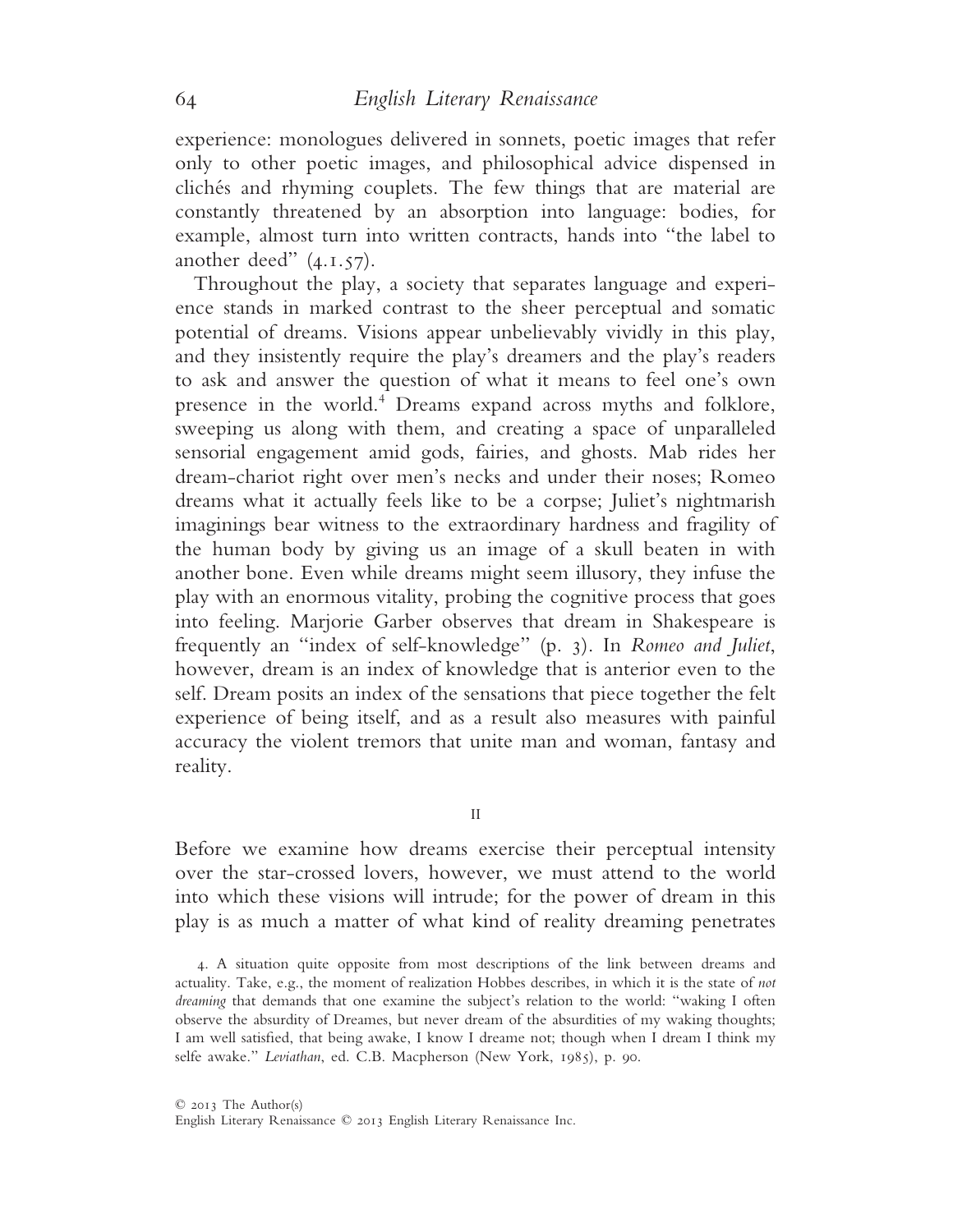experience: monologues delivered in sonnets, poetic images that refer only to other poetic images, and philosophical advice dispensed in clichés and rhyming couplets. The few things that are material are constantly threatened by an absorption into language: bodies, for example, almost turn into written contracts, hands into "the label to another deed" (4.1.57).

Throughout the play, a society that separates language and experience stands in marked contrast to the sheer perceptual and somatic potential of dreams. Visions appear unbelievably vividly in this play, and they insistently require the play's dreamers and the play's readers to ask and answer the question of what it means to feel one's own presence in the world.[4] Dreams expand across myths and folklore, sweeping us along with them, and creating a space of unparalleled sensorial engagement amid gods, fairies, and ghosts. Mab rides her dream-chariot right over men's necks and under their noses; Romeo dreams what it actually feels like to be a corpse; Juliet's nightmarish imaginings bear witness to the extraordinary hardness and fragility of the human body by giving us an image of a skull beaten in with another bone. Even while dreams might seem illusory, they infuse the play with an enormous vitality, probing the cognitive process that goes into feeling. Marjorie Garber observes that dream in Shakespeare is frequently an "index of self-knowledge" (p. 3). In *Romeo and Juliet*, however, dream is an index of knowledge that is anterior even to the self. Dream posits an index of the sensations that piece together the felt experience of being itself, and as a result also measures with painful accuracy the violent tremors that unite man and woman, fantasy and reality.

## II

Before we examine how dreams exercise their perceptual intensity over the star-crossed lovers, however, we must attend to the world into which these visions will intrude; for the power of dream in this play is as much a matter of what kind of reality dreaming penetrates

4. A situation quite opposite from most descriptions of the link between dreams and actuality. Take, e.g., the moment of realization Hobbes describes, in which it is the state of *not dreaming* that demands that one examine the subject's relation to the world: "waking I often observe the absurdity of Dreames, but never dream of the absurdities of my waking thoughts; I am well satisfied, that being awake, I know I dreame not; though when I dream I think my selfe awake." *Leviathan*, ed. C.B. Macpherson (New York, 1985), p. 90.

© 2013 The Author(s)
English Literary Renaissance © 2013 English Literary Renaissance Inc.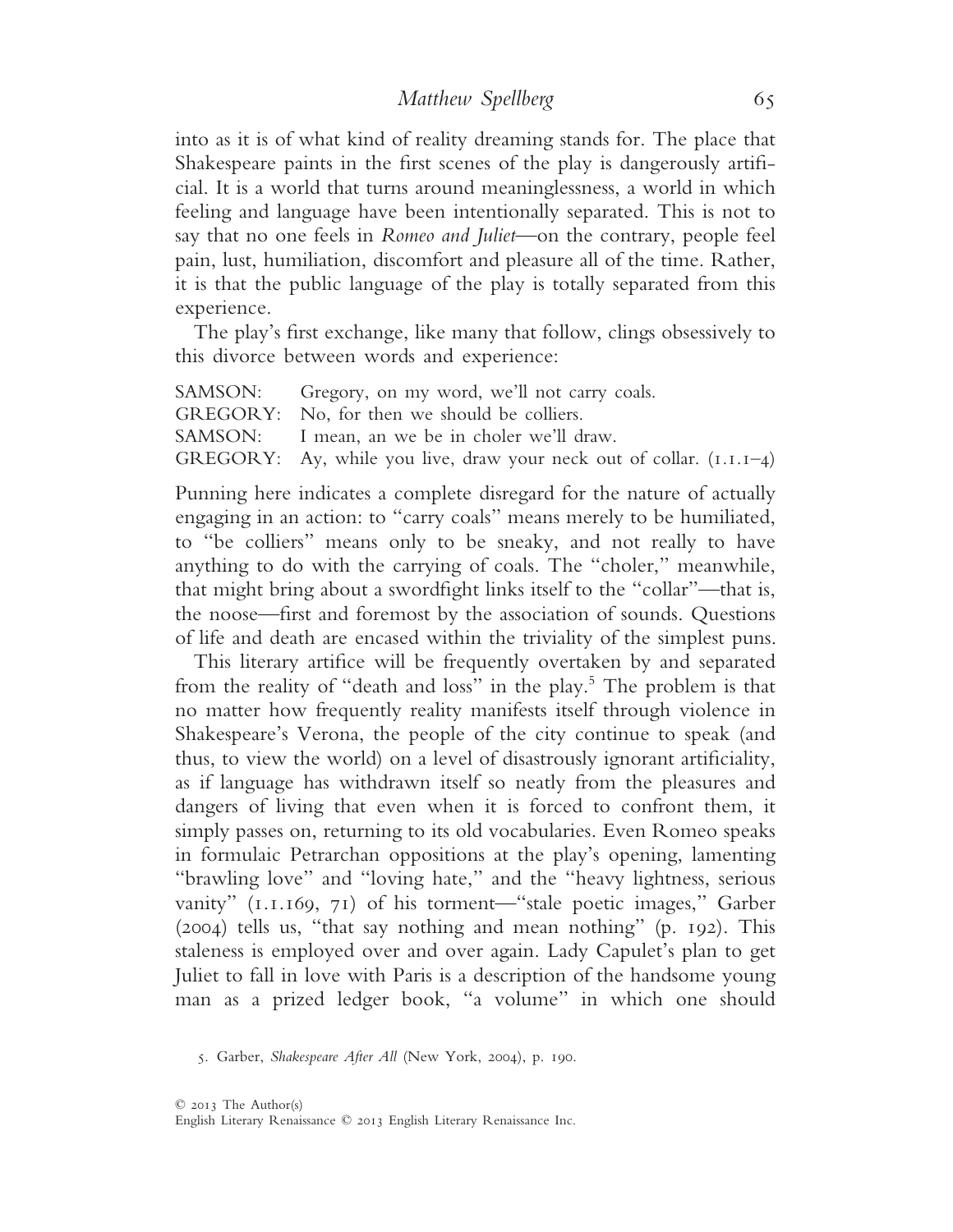into as it is of what kind of reality dreaming stands for. The place that Shakespeare paints in the first scenes of the play is dangerously artificial. It is a world that turns around meaninglessness, a world in which feeling and language have been intentionally separated. This is not to say that no one feels in *Romeo and Juliet*—on the contrary, people feel pain, lust, humiliation, discomfort and pleasure all of the time. Rather, it is that the public language of the play is totally separated from this experience.

The play's first exchange, like many that follow, clings obsessively to this divorce between words and experience:

SAMSON: Gregory, on my word, we'll not carry coals.
GREGORY: No, for then we should be colliers.
SAMSON: I mean, an we be in choler we'll draw.
GREGORY: Ay, while you live, draw your neck out of collar. (1.1.1–4)

Punning here indicates a complete disregard for the nature of actually engaging in an action: to "carry coals" means merely to be humiliated, to "be colliers" means only to be sneaky, and not really to have anything to do with the carrying of coals. The "choler," meanwhile, that might bring about a swordfight links itself to the "collar"—that is, the noose—first and foremost by the association of sounds. Questions of life and death are encased within the triviality of the simplest puns.

This literary artifice will be frequently overtaken by and separated from the reality of "death and loss" in the play.[5] The problem is that no matter how frequently reality manifests itself through violence in Shakespeare's Verona, the people of the city continue to speak (and thus, to view the world) on a level of disastrously ignorant artificiality, as if language has withdrawn itself so neatly from the pleasures and dangers of living that even when it is forced to confront them, it simply passes on, returning to its old vocabularies. Even Romeo speaks in formulaic Petrarchan oppositions at the play's opening, lamenting "brawling love" and "loving hate," and the "heavy lightness, serious vanity" (1.1.169, 71) of his torment—"stale poetic images," Garber (2004) tells us, "that say nothing and mean nothing" (p. 192). This staleness is employed over and over again. Lady Capulet's plan to get Juliet to fall in love with Paris is a description of the handsome young man as a prized ledger book, "a volume" in which one should

5. Garber, *Shakespeare After All* (New York, 2004), p. 190.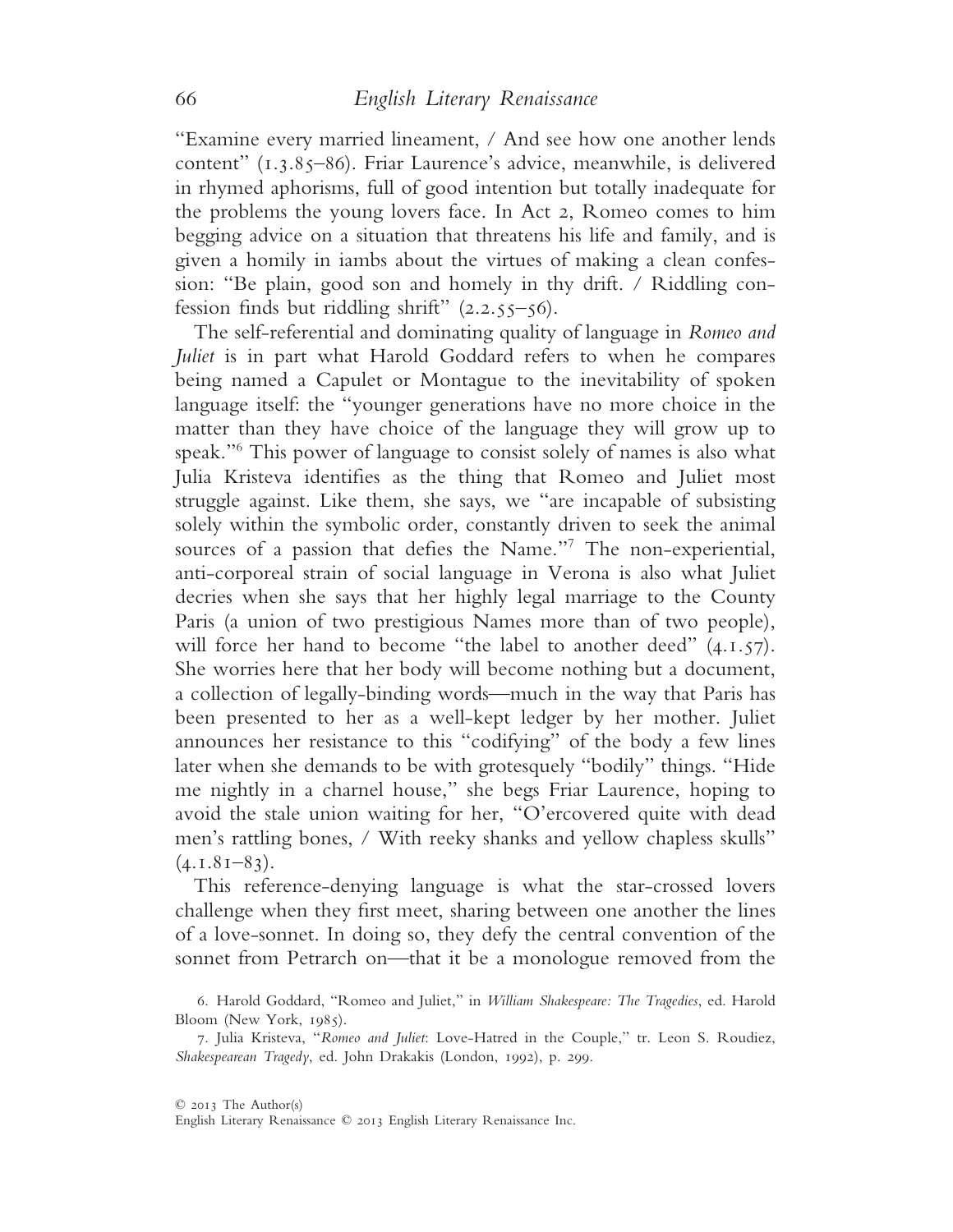"Examine every married lineament, / And see how one another lends content" (1.3.85–86). Friar Laurence's advice, meanwhile, is delivered in rhymed aphorisms, full of good intention but totally inadequate for the problems the young lovers face. In Act 2, Romeo comes to him begging advice on a situation that threatens his life and family, and is given a homily in iambs about the virtues of making a clean confession: "Be plain, good son and homely in thy drift. / Riddling confession finds but riddling shrift" (2.2.55–56).

The self-referential and dominating quality of language in *Romeo and Juliet* is in part what Harold Goddard refers to when he compares being named a Capulet or Montague to the inevitability of spoken language itself: the "younger generations have no more choice in the matter than they have choice of the language they will grow up to speak."[6] This power of language to consist solely of names is also what Julia Kristeva identifies as the thing that Romeo and Juliet most struggle against. Like them, she says, we "are incapable of subsisting solely within the symbolic order, constantly driven to seek the animal sources of a passion that defies the Name."[7] The non-experiential, anti-corporeal strain of social language in Verona is also what Juliet decries when she says that her highly legal marriage to the County Paris (a union of two prestigious Names more than of two people), will force her hand to become "the label to another deed" (4.1.57). She worries here that her body will become nothing but a document, a collection of legally-binding words—much in the way that Paris has been presented to her as a well-kept ledger by her mother. Juliet announces her resistance to this "codifying" of the body a few lines later when she demands to be with grotesquely "bodily" things. "Hide me nightly in a charnel house," she begs Friar Laurence, hoping to avoid the stale union waiting for her, "O'ercovered quite with dead men's rattling bones, / With reeky shanks and yellow chapless skulls" (4.1.81–83).

This reference-denying language is what the star-crossed lovers challenge when they first meet, sharing between one another the lines of a love-sonnet. In doing so, they defy the central convention of the sonnet from Petrarch on—that it be a monologue removed from the

6. Harold Goddard, "Romeo and Juliet," in *William Shakespeare: The Tragedies*, ed. Harold Bloom (New York, 1985).

7. Julia Kristeva, "*Romeo and Juliet*: Love-Hatred in the Couple," tr. Leon S. Roudiez, *Shakespearean Tragedy*, ed. John Drakakis (London, 1992), p. 299.

© 2013 The Author(s)
English Literary Renaissance © 2013 English Literary Renaissance Inc.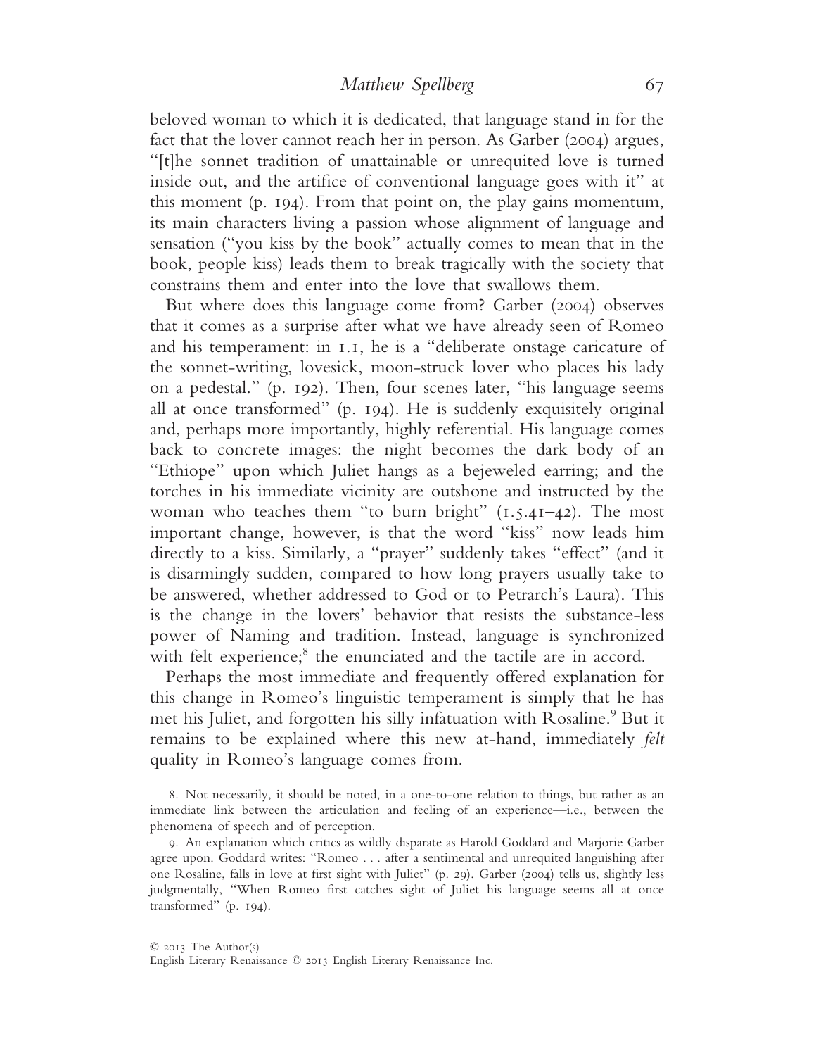beloved woman to which it is dedicated, that language stand in for the fact that the lover cannot reach her in person. As Garber (2004) argues, "[t]he sonnet tradition of unattainable or unrequited love is turned inside out, and the artifice of conventional language goes with it" at this moment (p. 194). From that point on, the play gains momentum, its main characters living a passion whose alignment of language and sensation ("you kiss by the book" actually comes to mean that in the book, people kiss) leads them to break tragically with the society that constrains them and enter into the love that swallows them.

But where does this language come from? Garber (2004) observes that it comes as a surprise after what we have already seen of Romeo and his temperament: in 1.1, he is a "deliberate onstage caricature of the sonnet-writing, lovesick, moon-struck lover who places his lady on a pedestal." (p. 192). Then, four scenes later, "his language seems all at once transformed" (p. 194). He is suddenly exquisitely original and, perhaps more importantly, highly referential. His language comes back to concrete images: the night becomes the dark body of an "Ethiope" upon which Juliet hangs as a bejeweled earring; and the torches in his immediate vicinity are outshone and instructed by the woman who teaches them "to burn bright" (1.5.41–42). The most important change, however, is that the word "kiss" now leads him directly to a kiss. Similarly, a "prayer" suddenly takes "effect" (and it is disarmingly sudden, compared to how long prayers usually take to be answered, whether addressed to God or to Petrarch's Laura). This is the change in the lovers' behavior that resists the substance-less power of Naming and tradition. Instead, language is synchronized with felt experience;[8] the enunciated and the tactile are in accord.

Perhaps the most immediate and frequently offered explanation for this change in Romeo's linguistic temperament is simply that he has met his Juliet, and forgotten his silly infatuation with Rosaline.[9] But it remains to be explained where this new at-hand, immediately *felt* quality in Romeo's language comes from.

8. Not necessarily, it should be noted, in a one-to-one relation to things, but rather as an immediate link between the articulation and feeling of an experience—i.e., between the phenomena of speech and of perception.

9. An explanation which critics as wildly disparate as Harold Goddard and Marjorie Garber agree upon. Goddard writes: "Romeo . . . after a sentimental and unrequited languishing after one Rosaline, falls in love at first sight with Juliet" (p. 29). Garber (2004) tells us, slightly less judgmentally, "When Romeo first catches sight of Juliet his language seems all at once transformed" (p. 194).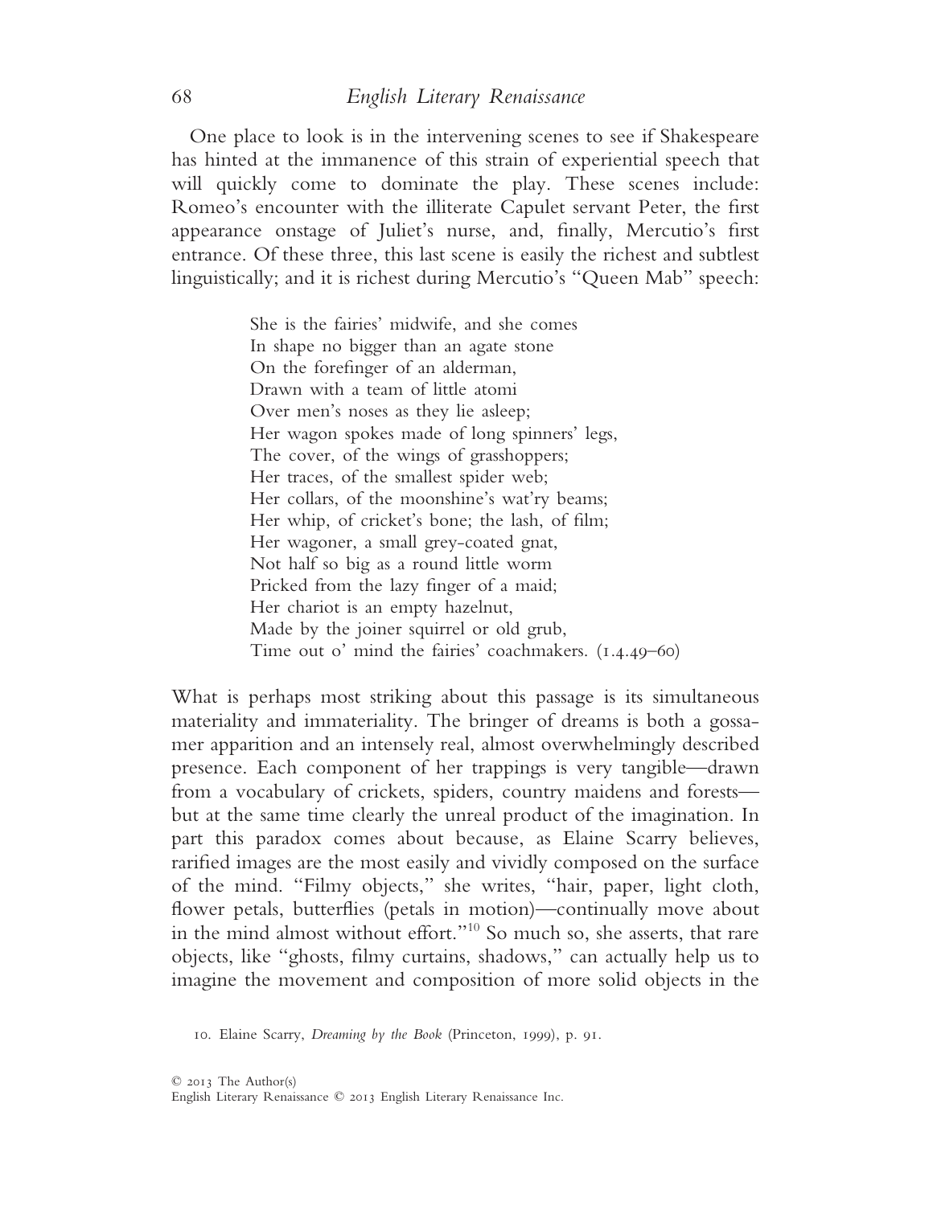One place to look is in the intervening scenes to see if Shakespeare has hinted at the immanence of this strain of experiential speech that will quickly come to dominate the play. These scenes include: Romeo's encounter with the illiterate Capulet servant Peter, the first appearance onstage of Juliet's nurse, and, finally, Mercutio's first entrance. Of these three, this last scene is easily the richest and subtlest linguistically; and it is richest during Mercutio's "Queen Mab" speech:

> She is the fairies' midwife, and she comes
> In shape no bigger than an agate stone
> On the forefinger of an alderman,
> Drawn with a team of little atomi
> Over men's noses as they lie asleep;
> Her wagon spokes made of long spinners' legs,
> The cover, of the wings of grasshoppers;
> Her traces, of the smallest spider web;
> Her collars, of the moonshine's wat'ry beams;
> Her whip, of cricket's bone; the lash, of film;
> Her wagoner, a small grey-coated gnat,
> Not half so big as a round little worm
> Pricked from the lazy finger of a maid;
> Her chariot is an empty hazelnut,
> Made by the joiner squirrel or old grub,
> Time out o' mind the fairies' coachmakers. (1.4.49–60)

What is perhaps most striking about this passage is its simultaneous materiality and immateriality. The bringer of dreams is both a gossamer apparition and an intensely real, almost overwhelmingly described presence. Each component of her trappings is very tangible—drawn from a vocabulary of crickets, spiders, country maidens and forests—but at the same time clearly the unreal product of the imagination. In part this paradox comes about because, as Elaine Scarry believes, rarified images are the most easily and vividly composed on the surface of the mind. "Filmy objects," she writes, "hair, paper, light cloth, flower petals, butterflies (petals in motion)—continually move about in the mind almost without effort."[10] So much so, she asserts, that rare objects, like "ghosts, filmy curtains, shadows," can actually help us to imagine the movement and composition of more solid objects in the

10. Elaine Scarry, *Dreaming by the Book* (Princeton, 1999), p. 91.

© 2013 The Author(s)
English Literary Renaissance © 2013 English Literary Renaissance Inc.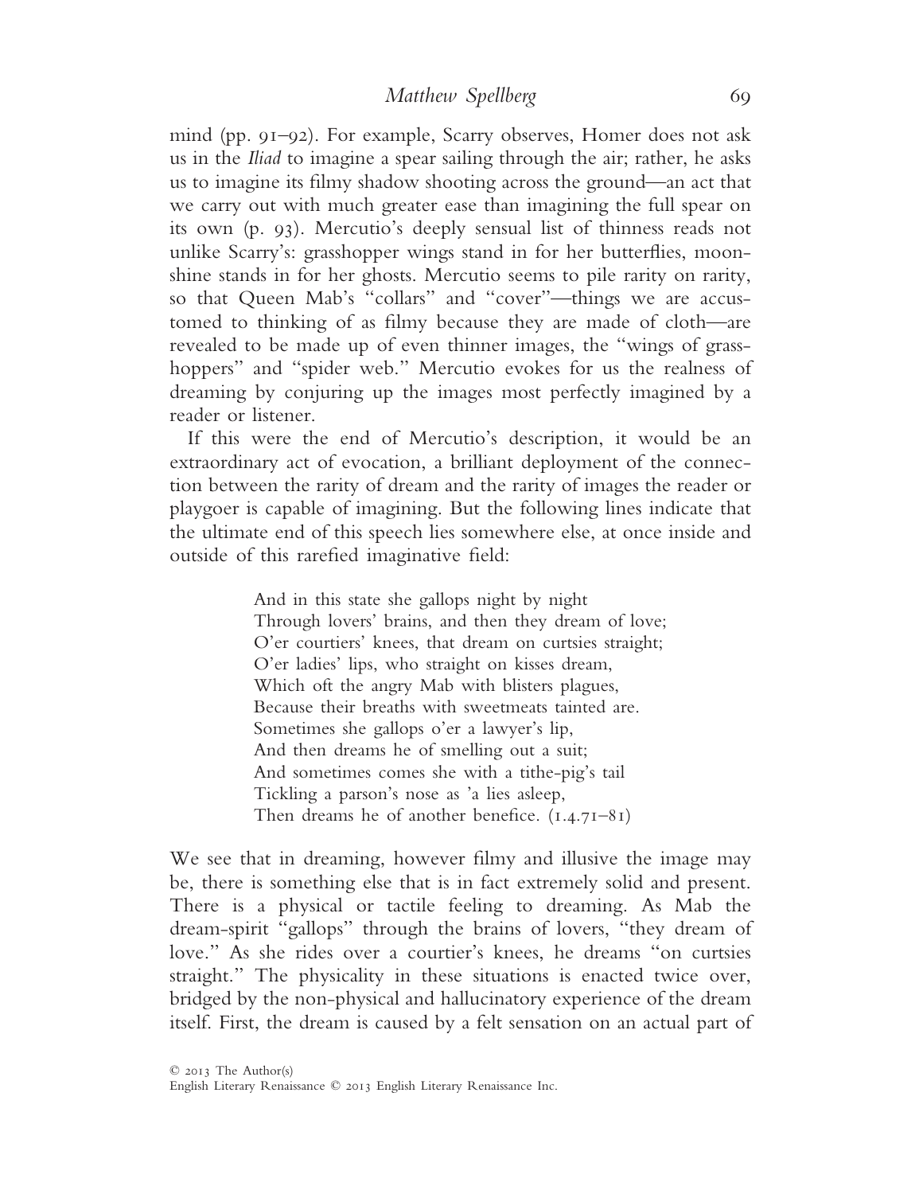mind (pp. 91–92). For example, Scarry observes, Homer does not ask us in the *Iliad* to imagine a spear sailing through the air; rather, he asks us to imagine its filmy shadow shooting across the ground—an act that we carry out with much greater ease than imagining the full spear on its own (p. 93). Mercutio's deeply sensual list of thinness reads not unlike Scarry's: grasshopper wings stand in for her butterflies, moonshine stands in for her ghosts. Mercutio seems to pile rarity on rarity, so that Queen Mab's "collars" and "cover"—things we are accustomed to thinking of as filmy because they are made of cloth—are revealed to be made up of even thinner images, the "wings of grasshoppers" and "spider web." Mercutio evokes for us the realness of dreaming by conjuring up the images most perfectly imagined by a reader or listener.

If this were the end of Mercutio's description, it would be an extraordinary act of evocation, a brilliant deployment of the connection between the rarity of dream and the rarity of images the reader or playgoer is capable of imagining. But the following lines indicate that the ultimate end of this speech lies somewhere else, at once inside and outside of this rarefied imaginative field:

> And in this state she gallops night by night
> Through lovers' brains, and then they dream of love;
> O'er courtiers' knees, that dream on curtsies straight;
> O'er ladies' lips, who straight on kisses dream,
> Which oft the angry Mab with blisters plagues,
> Because their breaths with sweetmeats tainted are.
> Sometimes she gallops o'er a lawyer's lip,
> And then dreams he of smelling out a suit;
> And sometimes comes she with a tithe-pig's tail
> Tickling a parson's nose as 'a lies asleep,
> Then dreams he of another benefice. (1.4.71–81)

We see that in dreaming, however filmy and illusive the image may be, there is something else that is in fact extremely solid and present. There is a physical or tactile feeling to dreaming. As Mab the dream-spirit "gallops" through the brains of lovers, "they dream of love." As she rides over a courtier's knees, he dreams "on curtsies straight." The physicality in these situations is enacted twice over, bridged by the non-physical and hallucinatory experience of the dream itself. First, the dream is caused by a felt sensation on an actual part of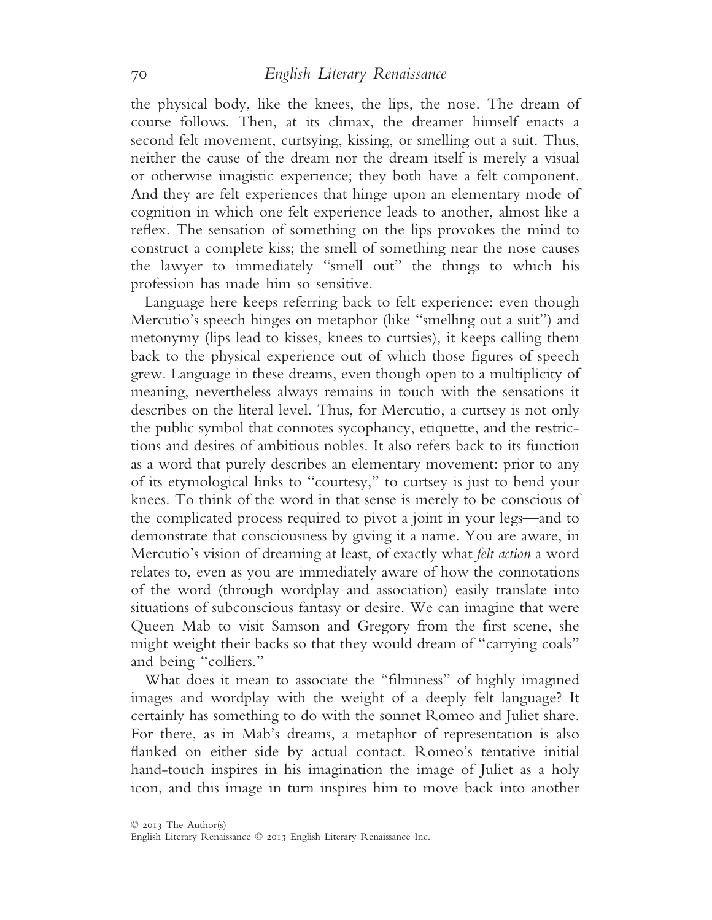the physical body, like the knees, the lips, the nose. The dream of course follows. Then, at its climax, the dreamer himself enacts a second felt movement, curtsying, kissing, or smelling out a suit. Thus, neither the cause of the dream nor the dream itself is merely a visual or otherwise imagistic experience; they both have a felt component. And they are felt experiences that hinge upon an elementary mode of cognition in which one felt experience leads to another, almost like a reflex. The sensation of something on the lips provokes the mind to construct a complete kiss; the smell of something near the nose causes the lawyer to immediately "smell out" the things to which his profession has made him so sensitive.

Language here keeps referring back to felt experience: even though Mercutio's speech hinges on metaphor (like "smelling out a suit") and metonymy (lips lead to kisses, knees to curtsies), it keeps calling them back to the physical experience out of which those figures of speech grew. Language in these dreams, even though open to a multiplicity of meaning, nevertheless always remains in touch with the sensations it describes on the literal level. Thus, for Mercutio, a curtsey is not only the public symbol that connotes sycophancy, etiquette, and the restrictions and desires of ambitious nobles. It also refers back to its function as a word that purely describes an elementary movement: prior to any of its etymological links to "courtesy," to curtsey is just to bend your knees. To think of the word in that sense is merely to be conscious of the complicated process required to pivot a joint in your legs—and to demonstrate that consciousness by giving it a name. You are aware, in Mercutio's vision of dreaming at least, of exactly what *felt action* a word relates to, even as you are immediately aware of how the connotations of the word (through wordplay and association) easily translate into situations of subconscious fantasy or desire. We can imagine that were Queen Mab to visit Samson and Gregory from the first scene, she might weight their backs so that they would dream of "carrying coals" and being "colliers."

What does it mean to associate the "filminess" of highly imagined images and wordplay with the weight of a deeply felt language? It certainly has something to do with the sonnet Romeo and Juliet share. For there, as in Mab's dreams, a metaphor of representation is also flanked on either side by actual contact. Romeo's tentative initial hand-touch inspires in his imagination the image of Juliet as a holy icon, and this image in turn inspires him to move back into another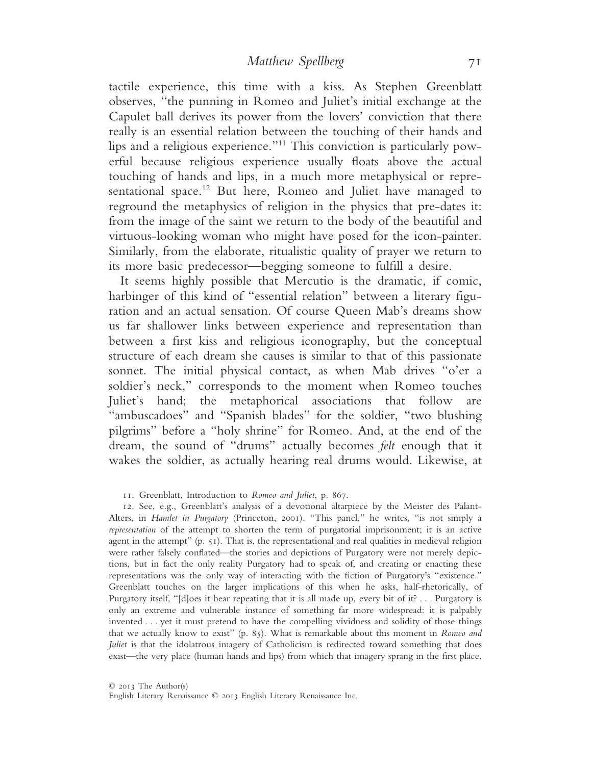tactile experience, this time with a kiss. As Stephen Greenblatt observes, "the punning in Romeo and Juliet's initial exchange at the Capulet ball derives its power from the lovers' conviction that there really is an essential relation between the touching of their hands and lips and a religious experience."[11] This conviction is particularly powerful because religious experience usually floats above the actual touching of hands and lips, in a much more metaphysical or representational space.[12] But here, Romeo and Juliet have managed to reground the metaphysics of religion in the physics that pre-dates it: from the image of the saint we return to the body of the beautiful and virtuous-looking woman who might have posed for the icon-painter. Similarly, from the elaborate, ritualistic quality of prayer we return to its more basic predecessor—begging someone to fulfill a desire.

It seems highly possible that Mercutio is the dramatic, if comic, harbinger of this kind of "essential relation" between a literary figuration and an actual sensation. Of course Queen Mab's dreams show us far shallower links between experience and representation than between a first kiss and religious iconography, but the conceptual structure of each dream she causes is similar to that of this passionate sonnet. The initial physical contact, as when Mab drives "o'er a soldier's neck," corresponds to the moment when Romeo touches Juliet's hand; the metaphorical associations that follow are "ambuscadoes" and "Spanish blades" for the soldier, "two blushing pilgrims" before a "holy shrine" for Romeo. And, at the end of the dream, the sound of "drums" actually becomes *felt* enough that it wakes the soldier, as actually hearing real drums would. Likewise, at

11. Greenblatt, Introduction to *Romeo and Juliet*, p. 867.

12. See, e.g., Greenblatt's analysis of a devotional altarpiece by the Meister des Palant-Alters, in *Hamlet in Purgatory* (Princeton, 2001). "This panel," he writes, "is not simply a *representation* of the attempt to shorten the term of purgatorial imprisonment; it is an active agent in the attempt" (p. 51). That is, the representational and real qualities in medieval religion were rather falsely conflated—the stories and depictions of Purgatory were not merely depictions, but in fact the only reality Purgatory had to speak of, and creating or enacting these representations was the only way of interacting with the fiction of Purgatory's "existence." Greenblatt touches on the larger implications of this when he asks, half-rhetorically, of Purgatory itself, "[d]oes it bear repeating that it is all made up, every bit of it? . . . Purgatory is only an extreme and vulnerable instance of something far more widespread: it is palpably invented . . . yet it must pretend to have the compelling vividness and solidity of those things that we actually know to exist" (p. 85). What is remarkable about this moment in *Romeo and Juliet* is that the idolatrous imagery of Catholicism is redirected toward something that does exist—the very place (human hands and lips) from which that imagery sprang in the first place.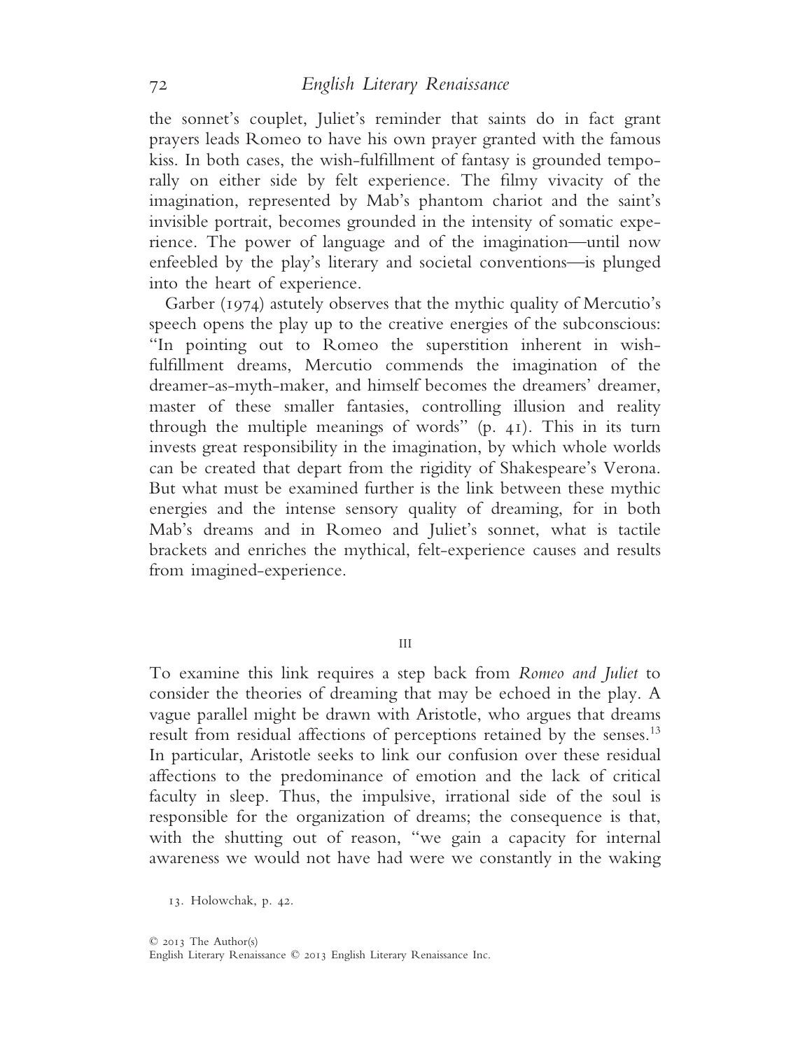the sonnet's couplet, Juliet's reminder that saints do in fact grant prayers leads Romeo to have his own prayer granted with the famous kiss. In both cases, the wish-fulfillment of fantasy is grounded temporally on either side by felt experience. The filmy vivacity of the imagination, represented by Mab's phantom chariot and the saint's invisible portrait, becomes grounded in the intensity of somatic experience. The power of language and of the imagination—until now enfeebled by the play's literary and societal conventions—is plunged into the heart of experience.

Garber (1974) astutely observes that the mythic quality of Mercutio's speech opens the play up to the creative energies of the subconscious: "In pointing out to Romeo the superstition inherent in wish-fulfillment dreams, Mercutio commends the imagination of the dreamer-as-myth-maker, and himself becomes the dreamers' dreamer, master of these smaller fantasies, controlling illusion and reality through the multiple meanings of words" (p. 41). This in its turn invests great responsibility in the imagination, by which whole worlds can be created that depart from the rigidity of Shakespeare's Verona. But what must be examined further is the link between these mythic energies and the intense sensory quality of dreaming, for in both Mab's dreams and in Romeo and Juliet's sonnet, what is tactile brackets and enriches the mythical, felt-experience causes and results from imagined-experience.

## III

To examine this link requires a step back from *Romeo and Juliet* to consider the theories of dreaming that may be echoed in the play. A vague parallel might be drawn with Aristotle, who argues that dreams result from residual affections of perceptions retained by the senses.[13] In particular, Aristotle seeks to link our confusion over these residual affections to the predominance of emotion and the lack of critical faculty in sleep. Thus, the impulsive, irrational side of the soul is responsible for the organization of dreams; the consequence is that, with the shutting out of reason, "we gain a capacity for internal awareness we would not have had were we constantly in the waking

13. Holowchak, p. 42.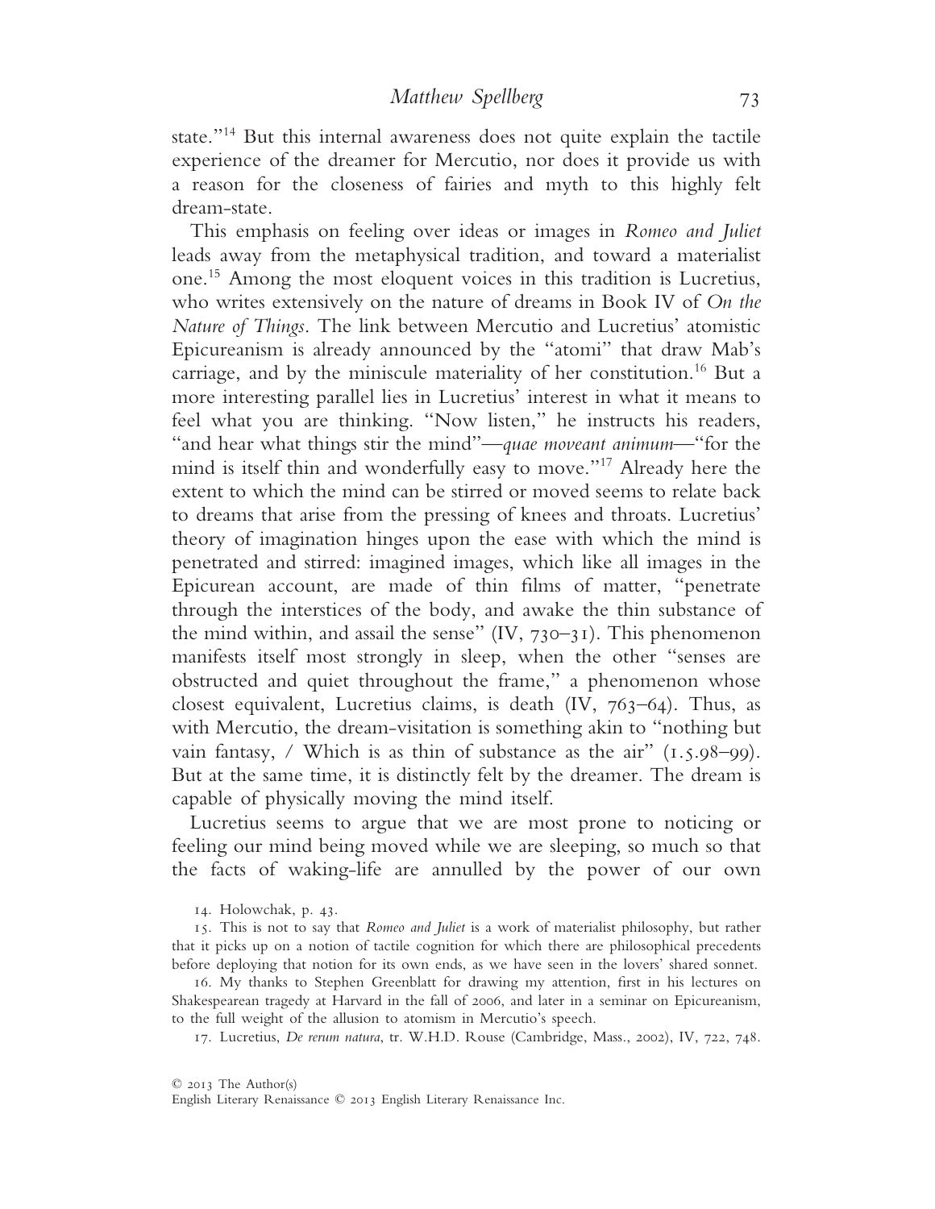state."[14] But this internal awareness does not quite explain the tactile experience of the dreamer for Mercutio, nor does it provide us with a reason for the closeness of fairies and myth to this highly felt dream-state.

This emphasis on feeling over ideas or images in *Romeo and Juliet* leads away from the metaphysical tradition, and toward a materialist one.[15] Among the most eloquent voices in this tradition is Lucretius, who writes extensively on the nature of dreams in Book IV of *On the Nature of Things*. The link between Mercutio and Lucretius' atomistic Epicureanism is already announced by the "atomi" that draw Mab's carriage, and by the miniscule materiality of her constitution.[16] But a more interesting parallel lies in Lucretius' interest in what it means to feel what you are thinking. "Now listen," he instructs his readers, "and hear what things stir the mind"—*quae moveant animum*—"for the mind is itself thin and wonderfully easy to move."[17] Already here the extent to which the mind can be stirred or moved seems to relate back to dreams that arise from the pressing of knees and throats. Lucretius' theory of imagination hinges upon the ease with which the mind is penetrated and stirred: imagined images, which like all images in the Epicurean account, are made of thin films of matter, "penetrate through the interstices of the body, and awake the thin substance of the mind within, and assail the sense" (IV, 730–31). This phenomenon manifests itself most strongly in sleep, when the other "senses are obstructed and quiet throughout the frame," a phenomenon whose closest equivalent, Lucretius claims, is death (IV, 763–64). Thus, as with Mercutio, the dream-visitation is something akin to "nothing but vain fantasy, / Which is as thin of substance as the air" (1.5.98–99). But at the same time, it is distinctly felt by the dreamer. The dream is capable of physically moving the mind itself.

Lucretius seems to argue that we are most prone to noticing or feeling our mind being moved while we are sleeping, so much so that the facts of waking-life are annulled by the power of our own

14. Holowchak, p. 43.

15. This is not to say that *Romeo and Juliet* is a work of materialist philosophy, but rather that it picks up on a notion of tactile cognition for which there are philosophical precedents before deploying that notion for its own ends, as we have seen in the lovers' shared sonnet.

16. My thanks to Stephen Greenblatt for drawing my attention, first in his lectures on Shakespearean tragedy at Harvard in the fall of 2006, and later in a seminar on Epicureanism, to the full weight of the allusion to atomism in Mercutio's speech.

17. Lucretius, *De rerum natura*, tr. W.H.D. Rouse (Cambridge, Mass., 2002), IV, 722, 748.

© 2013 The Author(s)
English Literary Renaissance © 2013 English Literary Renaissance Inc.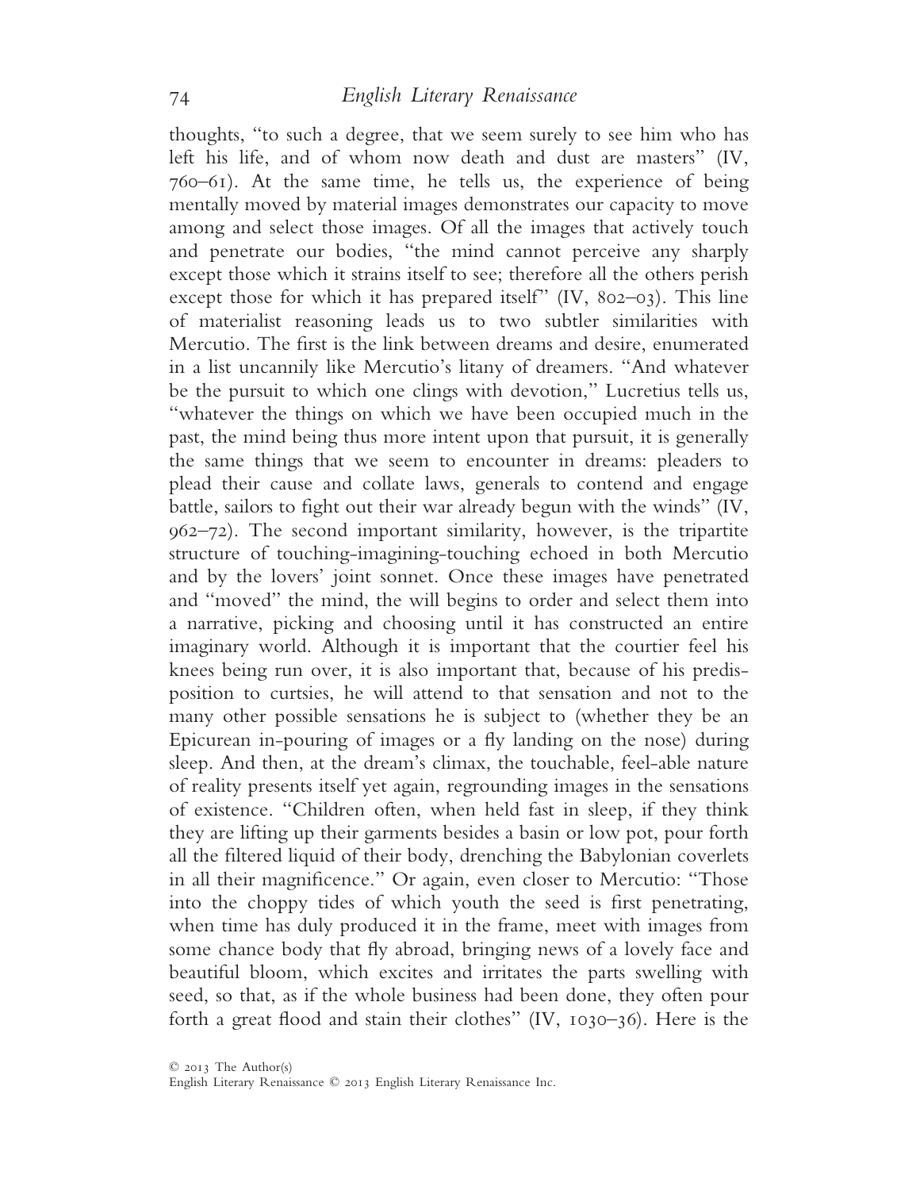thoughts, "to such a degree, that we seem surely to see him who has left his life, and of whom now death and dust are masters" (IV, 760–61). At the same time, he tells us, the experience of being mentally moved by material images demonstrates our capacity to move among and select those images. Of all the images that actively touch and penetrate our bodies, "the mind cannot perceive any sharply except those which it strains itself to see; therefore all the others perish except those for which it has prepared itself" (IV, 802–03). This line of materialist reasoning leads us to two subtler similarities with Mercutio. The first is the link between dreams and desire, enumerated in a list uncannily like Mercutio's litany of dreamers. "And whatever be the pursuit to which one clings with devotion," Lucretius tells us, "whatever the things on which we have been occupied much in the past, the mind being thus more intent upon that pursuit, it is generally the same things that we seem to encounter in dreams: pleaders to plead their cause and collate laws, generals to contend and engage battle, sailors to fight out their war already begun with the winds" (IV, 962–72). The second important similarity, however, is the tripartite structure of touching-imagining-touching echoed in both Mercutio and by the lovers' joint sonnet. Once these images have penetrated and "moved" the mind, the will begins to order and select them into a narrative, picking and choosing until it has constructed an entire imaginary world. Although it is important that the courtier feel his knees being run over, it is also important that, because of his predisposition to curtsies, he will attend to that sensation and not to the many other possible sensations he is subject to (whether they be an Epicurean in-pouring of images or a fly landing on the nose) during sleep. And then, at the dream's climax, the touchable, feel-able nature of reality presents itself yet again, regrounding images in the sensations of existence. "Children often, when held fast in sleep, if they think they are lifting up their garments besides a basin or low pot, pour forth all the filtered liquid of their body, drenching the Babylonian coverlets in all their magnificence." Or again, even closer to Mercutio: "Those into the choppy tides of which youth the seed is first penetrating, when time has duly produced it in the frame, meet with images from some chance body that fly abroad, bringing news of a lovely face and beautiful bloom, which excites and irritates the parts swelling with seed, so that, as if the whole business had been done, they often pour forth a great flood and stain their clothes" (IV, 1030–36). Here is the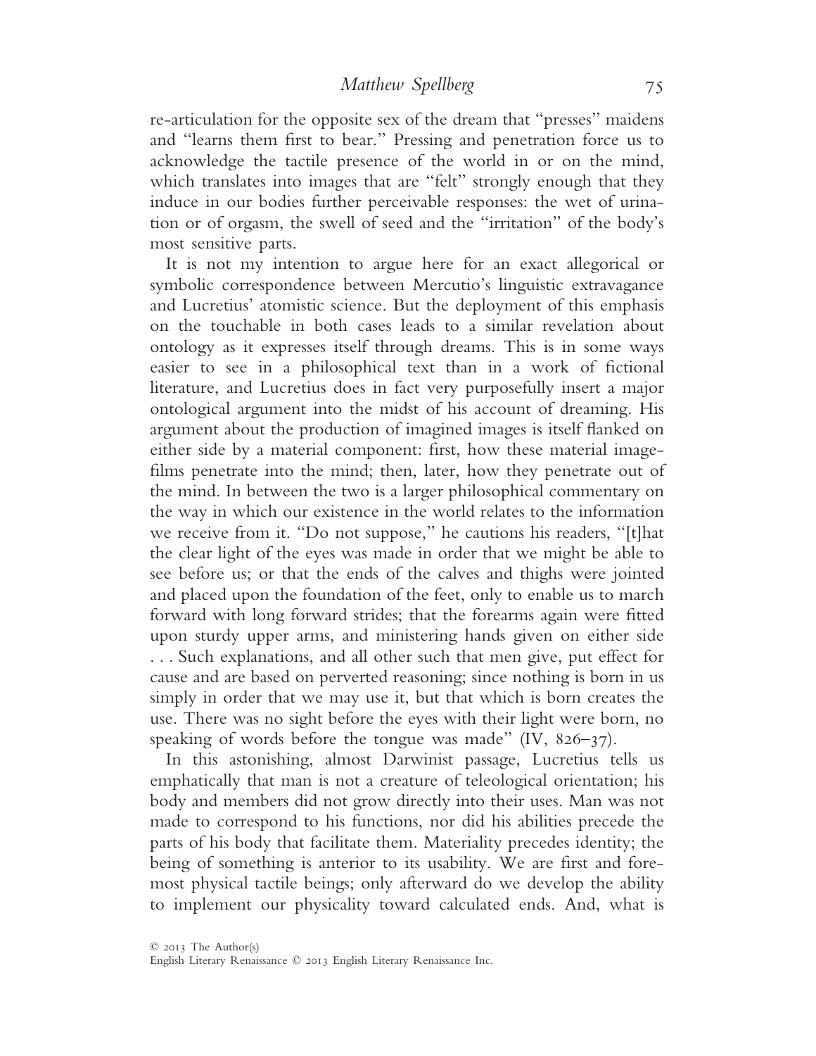re-articulation for the opposite sex of the dream that "presses" maidens and "learns them first to bear." Pressing and penetration force us to acknowledge the tactile presence of the world in or on the mind, which translates into images that are "felt" strongly enough that they induce in our bodies further perceivable responses: the wet of urination or of orgasm, the swell of seed and the "irritation" of the body's most sensitive parts.

It is not my intention to argue here for an exact allegorical or symbolic correspondence between Mercutio's linguistic extravagance and Lucretius' atomistic science. But the deployment of this emphasis on the touchable in both cases leads to a similar revelation about ontology as it expresses itself through dreams. This is in some ways easier to see in a philosophical text than in a work of fictional literature, and Lucretius does in fact very purposefully insert a major ontological argument into the midst of his account of dreaming. His argument about the production of imagined images is itself flanked on either side by a material component: first, how these material image-films penetrate into the mind; then, later, how they penetrate out of the mind. In between the two is a larger philosophical commentary on the way in which our existence in the world relates to the information we receive from it. "Do not suppose," he cautions his readers, "[t]hat the clear light of the eyes was made in order that we might be able to see before us; or that the ends of the calves and thighs were jointed and placed upon the foundation of the feet, only to enable us to march forward with long forward strides; that the forearms again were fitted upon sturdy upper arms, and ministering hands given on either side . . . Such explanations, and all other such that men give, put effect for cause and are based on perverted reasoning; since nothing is born in us simply in order that we may use it, but that which is born creates the use. There was no sight before the eyes with their light were born, no speaking of words before the tongue was made" (IV, 826–37).

In this astonishing, almost Darwinist passage, Lucretius tells us emphatically that man is not a creature of teleological orientation; his body and members did not grow directly into their uses. Man was not made to correspond to his functions, nor did his abilities precede the parts of his body that facilitate them. Materiality precedes identity; the being of something is anterior to its usability. We are first and foremost physical tactile beings; only afterward do we develop the ability to implement our physicality toward calculated ends. And, what is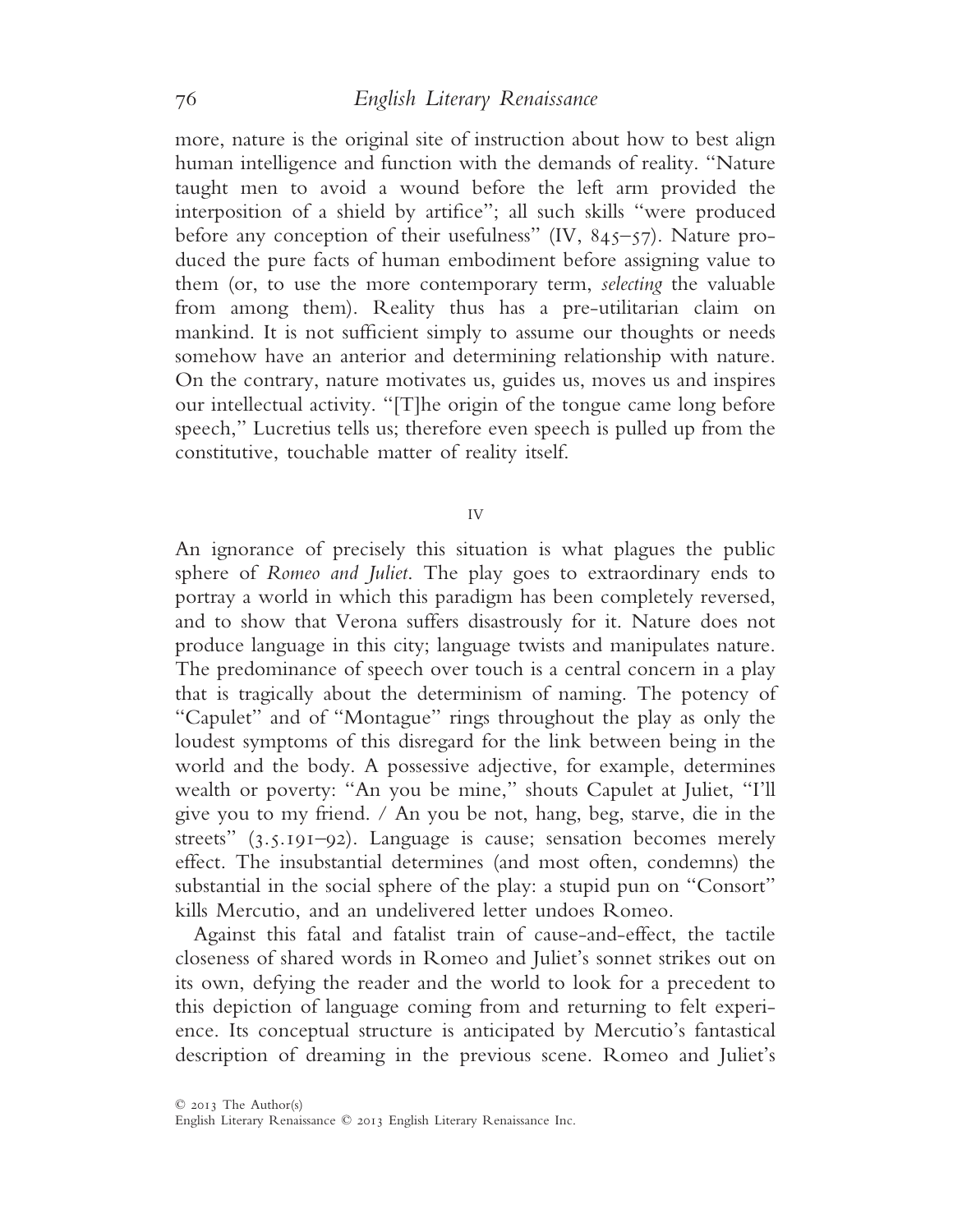more, nature is the original site of instruction about how to best align human intelligence and function with the demands of reality. "Nature taught men to avoid a wound before the left arm provided the interposition of a shield by artifice"; all such skills "were produced before any conception of their usefulness" (IV, 845–57). Nature produced the pure facts of human embodiment before assigning value to them (or, to use the more contemporary term, *selecting* the valuable from among them). Reality thus has a pre-utilitarian claim on mankind. It is not sufficient simply to assume our thoughts or needs somehow have an anterior and determining relationship with nature. On the contrary, nature motivates us, guides us, moves us and inspires our intellectual activity. "[T]he origin of the tongue came long before speech," Lucretius tells us; therefore even speech is pulled up from the constitutive, touchable matter of reality itself.

## IV

An ignorance of precisely this situation is what plagues the public sphere of *Romeo and Juliet*. The play goes to extraordinary ends to portray a world in which this paradigm has been completely reversed, and to show that Verona suffers disastrously for it. Nature does not produce language in this city; language twists and manipulates nature. The predominance of speech over touch is a central concern in a play that is tragically about the determinism of naming. The potency of "Capulet" and of "Montague" rings throughout the play as only the loudest symptoms of this disregard for the link between being in the world and the body. A possessive adjective, for example, determines wealth or poverty: "An you be mine," shouts Capulet at Juliet, "I'll give you to my friend. / An you be not, hang, beg, starve, die in the streets" (3.5.191–92). Language is cause; sensation becomes merely effect. The insubstantial determines (and most often, condemns) the substantial in the social sphere of the play: a stupid pun on "Consort" kills Mercutio, and an undelivered letter undoes Romeo.

Against this fatal and fatalist train of cause-and-effect, the tactile closeness of shared words in Romeo and Juliet's sonnet strikes out on its own, defying the reader and the world to look for a precedent to this depiction of language coming from and returning to felt experience. Its conceptual structure is anticipated by Mercutio's fantastical description of dreaming in the previous scene. Romeo and Juliet's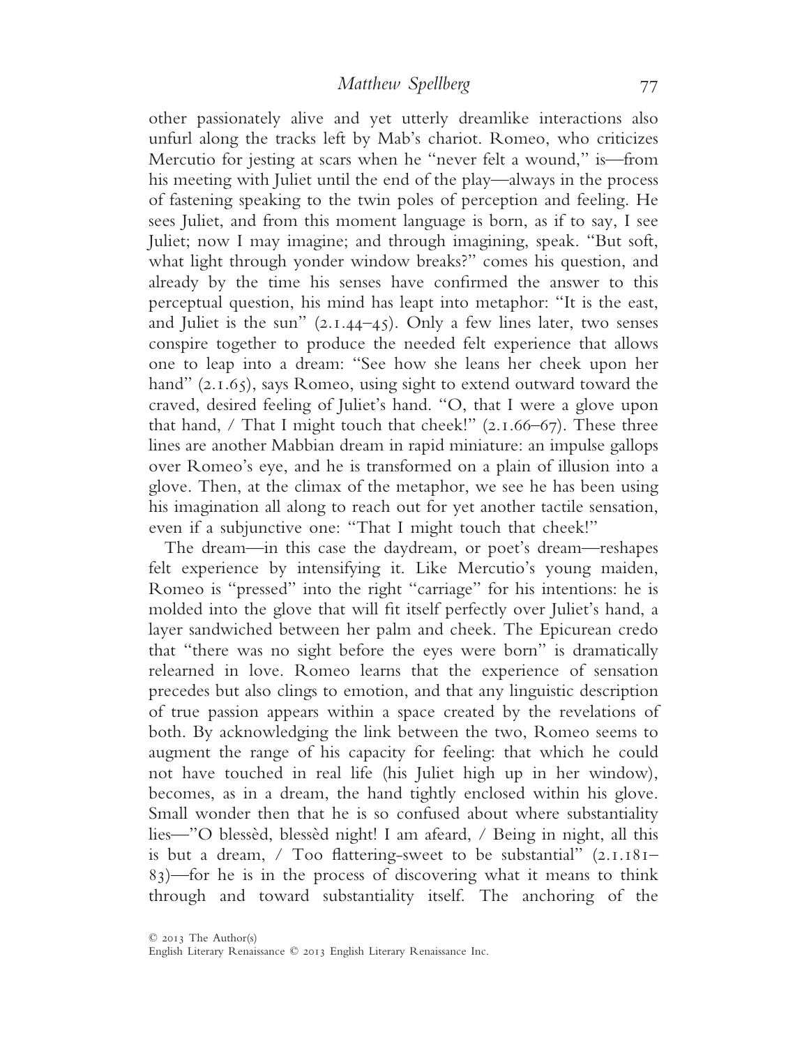other passionately alive and yet utterly dreamlike interactions also unfurl along the tracks left by Mab's chariot. Romeo, who criticizes Mercutio for jesting at scars when he "never felt a wound," is—from his meeting with Juliet until the end of the play—always in the process of fastening speaking to the twin poles of perception and feeling. He sees Juliet, and from this moment language is born, as if to say, I see Juliet; now I may imagine; and through imagining, speak. "But soft, what light through yonder window breaks?" comes his question, and already by the time his senses have confirmed the answer to this perceptual question, his mind has leapt into metaphor: "It is the east, and Juliet is the sun" (2.1.44–45). Only a few lines later, two senses conspire together to produce the needed felt experience that allows one to leap into a dream: "See how she leans her cheek upon her hand" (2.1.65), says Romeo, using sight to extend outward toward the craved, desired feeling of Juliet's hand. "O, that I were a glove upon that hand, / That I might touch that cheek!" (2.1.66–67). These three lines are another Mabbian dream in rapid miniature: an impulse gallops over Romeo's eye, and he is transformed on a plain of illusion into a glove. Then, at the climax of the metaphor, we see he has been using his imagination all along to reach out for yet another tactile sensation, even if a subjunctive one: "That I might touch that cheek!"

The dream—in this case the daydream, or poet's dream—reshapes felt experience by intensifying it. Like Mercutio's young maiden, Romeo is "pressed" into the right "carriage" for his intentions: he is molded into the glove that will fit itself perfectly over Juliet's hand, a layer sandwiched between her palm and cheek. The Epicurean credo that "there was no sight before the eyes were born" is dramatically relearned in love. Romeo learns that the experience of sensation precedes but also clings to emotion, and that any linguistic description of true passion appears within a space created by the revelations of both. By acknowledging the link between the two, Romeo seems to augment the range of his capacity for feeling: that which he could not have touched in real life (his Juliet high up in her window), becomes, as in a dream, the hand tightly enclosed within his glove. Small wonder then that he is so confused about where substantiality lies—"O blessèd, blessèd night! I am afeard, / Being in night, all this is but a dream, / Too flattering-sweet to be substantial" (2.1.181–83)—for he is in the process of discovering what it means to think through and toward substantiality itself. The anchoring of the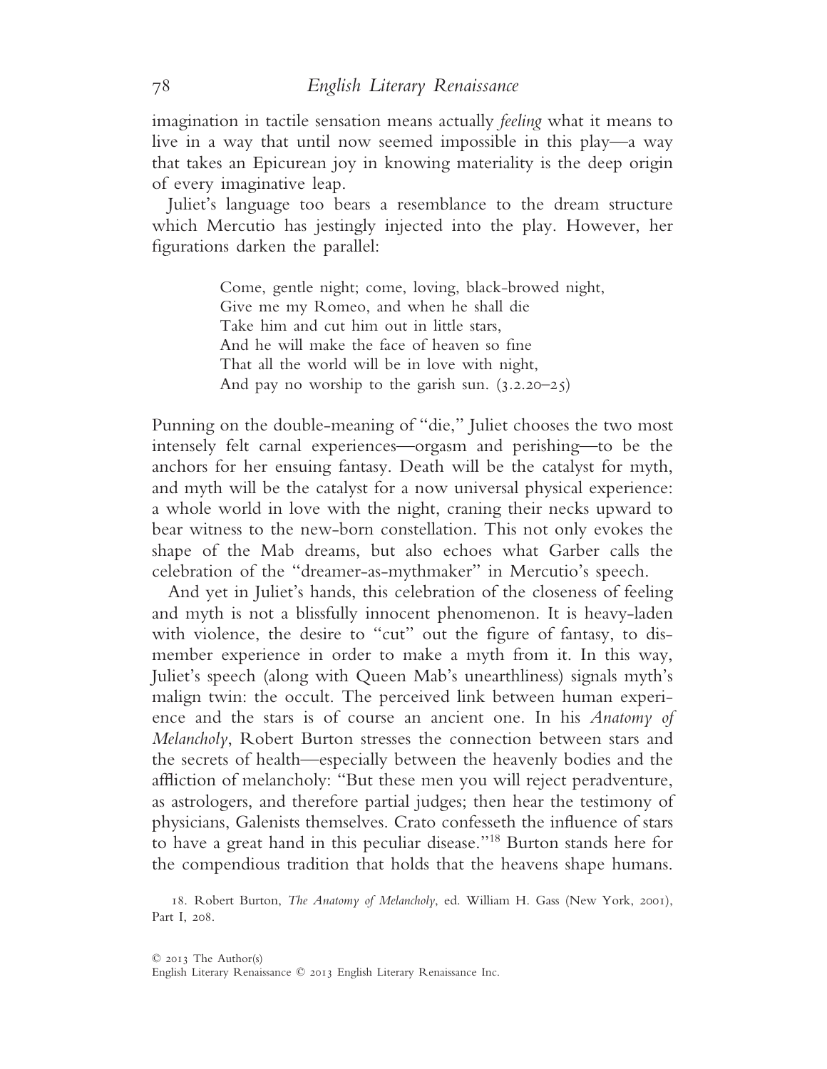imagination in tactile sensation means actually *feeling* what it means to live in a way that until now seemed impossible in this play—a way that takes an Epicurean joy in knowing materiality is the deep origin of every imaginative leap.

Juliet's language too bears a resemblance to the dream structure which Mercutio has jestingly injected into the play. However, her figurations darken the parallel:

> Come, gentle night; come, loving, black-browed night,
> Give me my Romeo, and when he shall die
> Take him and cut him out in little stars,
> And he will make the face of heaven so fine
> That all the world will be in love with night,
> And pay no worship to the garish sun. (3.2.20–25)

Punning on the double-meaning of "die," Juliet chooses the two most intensely felt carnal experiences—orgasm and perishing—to be the anchors for her ensuing fantasy. Death will be the catalyst for myth, and myth will be the catalyst for a now universal physical experience: a whole world in love with the night, craning their necks upward to bear witness to the new-born constellation. This not only evokes the shape of the Mab dreams, but also echoes what Garber calls the celebration of the "dreamer-as-mythmaker" in Mercutio's speech.

And yet in Juliet's hands, this celebration of the closeness of feeling and myth is not a blissfully innocent phenomenon. It is heavy-laden with violence, the desire to "cut" out the figure of fantasy, to dismember experience in order to make a myth from it. In this way, Juliet's speech (along with Queen Mab's unearthliness) signals myth's malign twin: the occult. The perceived link between human experience and the stars is of course an ancient one. In his *Anatomy of Melancholy*, Robert Burton stresses the connection between stars and the secrets of health—especially between the heavenly bodies and the affliction of melancholy: "But these men you will reject peradventure, as astrologers, and therefore partial judges; then hear the testimony of physicians, Galenists themselves. Crato confesseth the influence of stars to have a great hand in this peculiar disease."[18] Burton stands here for the compendious tradition that holds that the heavens shape humans.

18. Robert Burton, *The Anatomy of Melancholy*, ed. William H. Gass (New York, 2001), Part I, 208.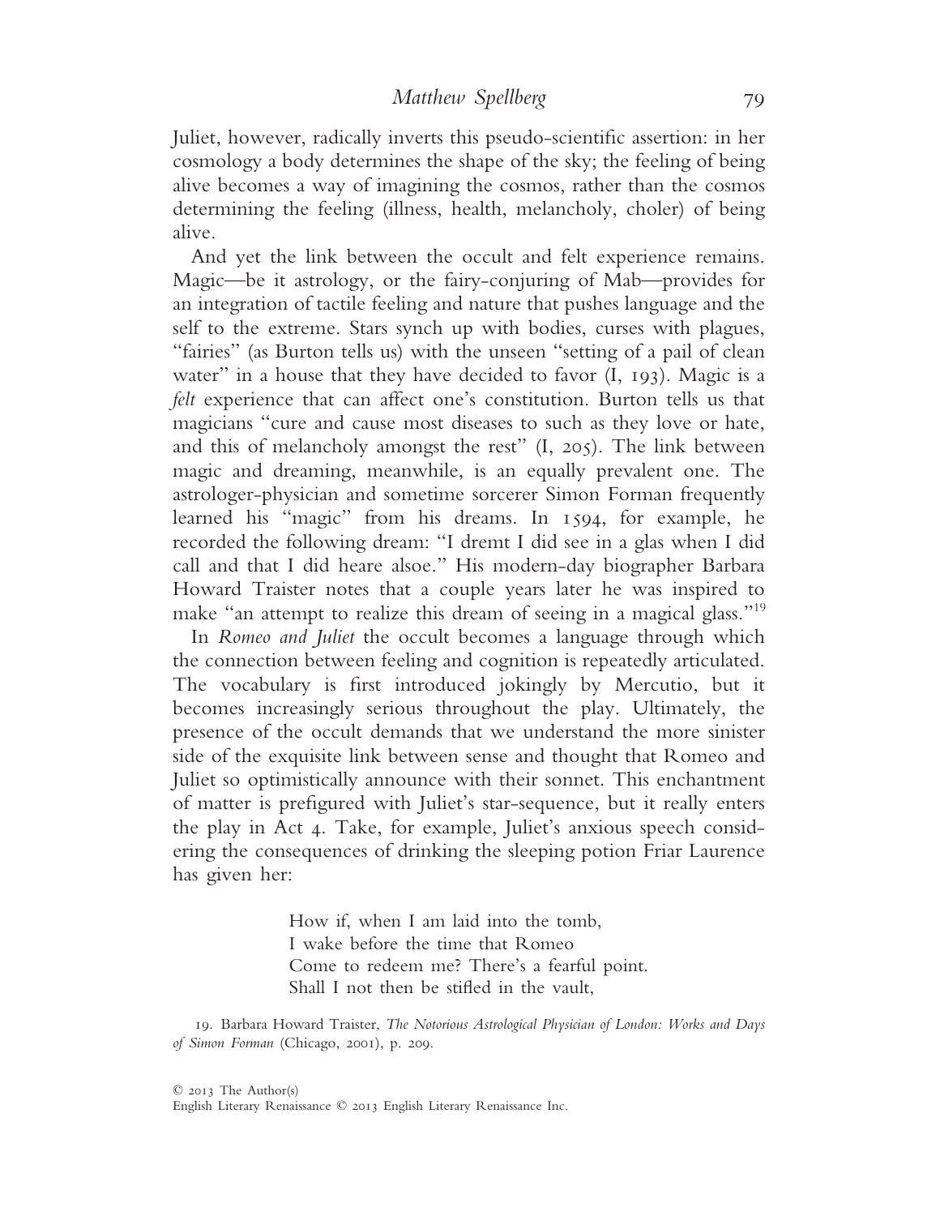Juliet, however, radically inverts this pseudo-scientific assertion: in her cosmology a body determines the shape of the sky; the feeling of being alive becomes a way of imagining the cosmos, rather than the cosmos determining the feeling (illness, health, melancholy, choler) of being alive.

And yet the link between the occult and felt experience remains. Magic—be it astrology, or the fairy-conjuring of Mab—provides for an integration of tactile feeling and nature that pushes language and the self to the extreme. Stars synch up with bodies, curses with plagues, "fairies" (as Burton tells us) with the unseen "setting of a pail of clean water" in a house that they have decided to favor (I, 193). Magic is a *felt* experience that can affect one's constitution. Burton tells us that magicians "cure and cause most diseases to such as they love or hate, and this of melancholy amongst the rest" (I, 205). The link between magic and dreaming, meanwhile, is an equally prevalent one. The astrologer-physician and sometime sorcerer Simon Forman frequently learned his "magic" from his dreams. In 1594, for example, he recorded the following dream: "I dremt I did see in a glas when I did call and that I did heare alsoe." His modern-day biographer Barbara Howard Traister notes that a couple years later he was inspired to make "an attempt to realize this dream of seeing in a magical glass."[19]

In *Romeo and Juliet* the occult becomes a language through which the connection between feeling and cognition is repeatedly articulated. The vocabulary is first introduced jokingly by Mercutio, but it becomes increasingly serious throughout the play. Ultimately, the presence of the occult demands that we understand the more sinister side of the exquisite link between sense and thought that Romeo and Juliet so optimistically announce with their sonnet. This enchantment of matter is prefigured with Juliet's star-sequence, but it really enters the play in Act 4. Take, for example, Juliet's anxious speech considering the consequences of drinking the sleeping potion Friar Laurence has given her:

> How if, when I am laid into the tomb,
> I wake before the time that Romeo
> Come to redeem me? There's a fearful point.
> Shall I not then be stifled in the vault,

19. Barbara Howard Traister, *The Notorious Astrological Physician of London: Works and Days of Simon Forman* (Chicago, 2001), p. 209.

© 2013 The Author(s)
English Literary Renaissance © 2013 English Literary Renaissance Inc.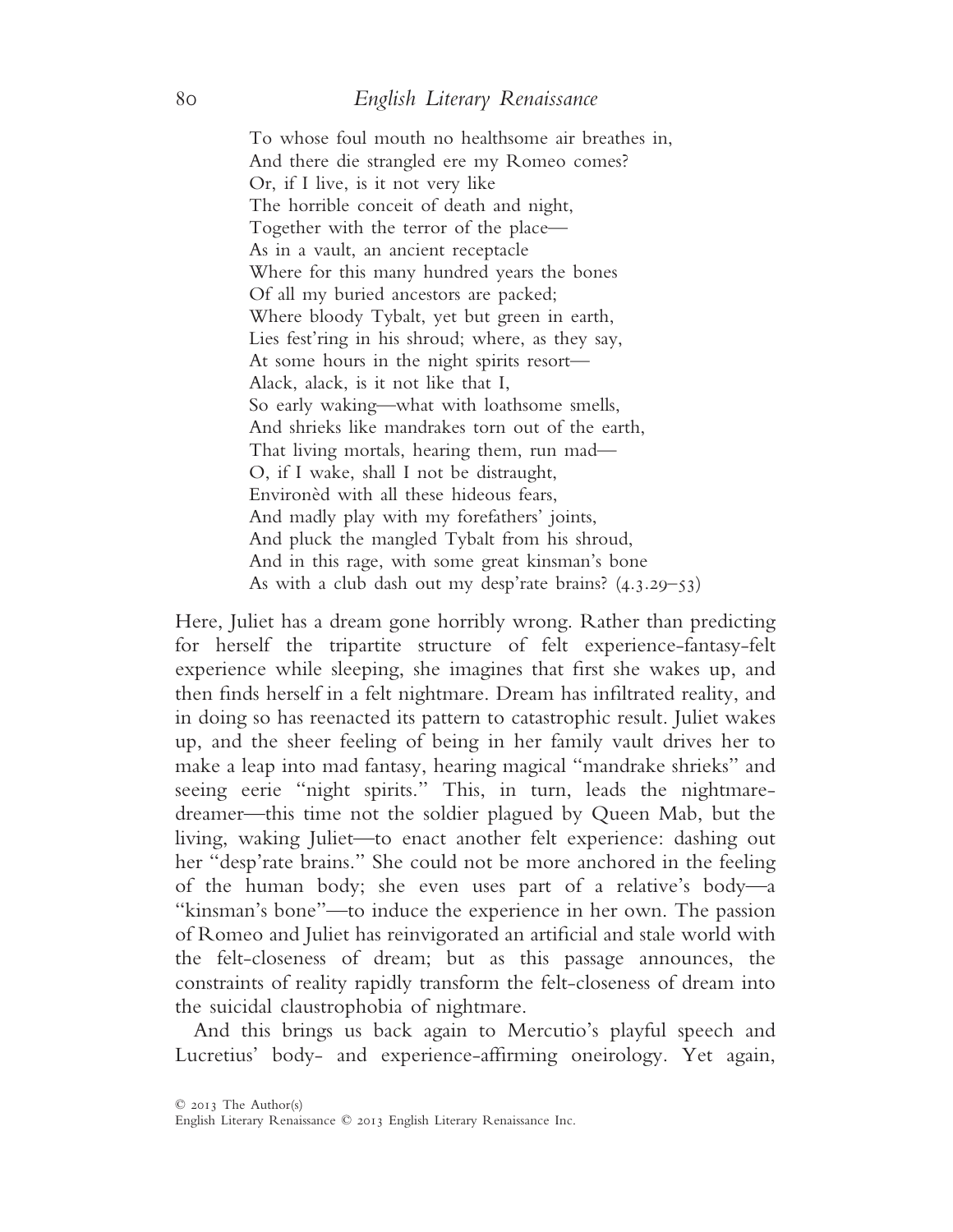> To whose foul mouth no healthsome air breathes in,
> And there die strangled ere my Romeo comes?
> Or, if I live, is it not very like
> The horrible conceit of death and night,
> Together with the terror of the place—
> As in a vault, an ancient receptacle
> Where for this many hundred years the bones
> Of all my buried ancestors are packed;
> Where bloody Tybalt, yet but green in earth,
> Lies fest'ring in his shroud; where, as they say,
> At some hours in the night spirits resort—
> Alack, alack, is it not like that I,
> So early waking—what with loathsome smells,
> And shrieks like mandrakes torn out of the earth,
> That living mortals, hearing them, run mad—
> O, if I wake, shall I not be distraught,
> Environèd with all these hideous fears,
> And madly play with my forefathers' joints,
> And pluck the mangled Tybalt from his shroud,
> And in this rage, with some great kinsman's bone
> As with a club dash out my desp'rate brains? (4.3.29–53)

Here, Juliet has a dream gone horribly wrong. Rather than predicting for herself the tripartite structure of felt experience-fantasy-felt experience while sleeping, she imagines that first she wakes up, and then finds herself in a felt nightmare. Dream has infiltrated reality, and in doing so has reenacted its pattern to catastrophic result. Juliet wakes up, and the sheer feeling of being in her family vault drives her to make a leap into mad fantasy, hearing magical "mandrake shrieks" and seeing eerie "night spirits." This, in turn, leads the nightmare-dreamer—this time not the soldier plagued by Queen Mab, but the living, waking Juliet—to enact another felt experience: dashing out her "desp'rate brains." She could not be more anchored in the feeling of the human body; she even uses part of a relative's body—a "kinsman's bone"—to induce the experience in her own. The passion of Romeo and Juliet has reinvigorated an artificial and stale world with the felt-closeness of dream; but as this passage announces, the constraints of reality rapidly transform the felt-closeness of dream into the suicidal claustrophobia of nightmare.

And this brings us back again to Mercutio's playful speech and Lucretius' body- and experience-affirming oneirology. Yet again,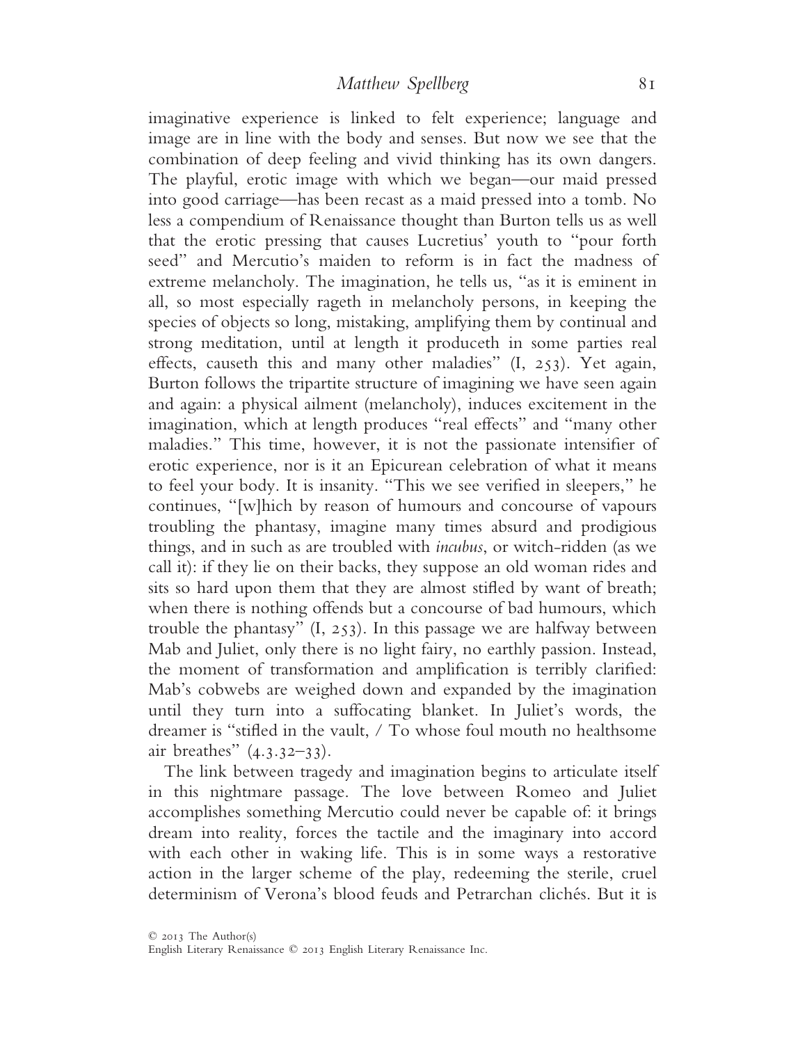imaginative experience is linked to felt experience; language and image are in line with the body and senses. But now we see that the combination of deep feeling and vivid thinking has its own dangers. The playful, erotic image with which we began—our maid pressed into good carriage—has been recast as a maid pressed into a tomb. No less a compendium of Renaissance thought than Burton tells us as well that the erotic pressing that causes Lucretius' youth to "pour forth seed" and Mercutio's maiden to reform is in fact the madness of extreme melancholy. The imagination, he tells us, "as it is eminent in all, so most especially rageth in melancholy persons, in keeping the species of objects so long, mistaking, amplifying them by continual and strong meditation, until at length it produceth in some parties real effects, causeth this and many other maladies" (I, 253). Yet again, Burton follows the tripartite structure of imagining we have seen again and again: a physical ailment (melancholy), induces excitement in the imagination, which at length produces "real effects" and "many other maladies." This time, however, it is not the passionate intensifier of erotic experience, nor is it an Epicurean celebration of what it means to feel your body. It is insanity. "This we see verified in sleepers," he continues, "[w]hich by reason of humours and concourse of vapours troubling the phantasy, imagine many times absurd and prodigious things, and in such as are troubled with *incubus*, or witch-ridden (as we call it): if they lie on their backs, they suppose an old woman rides and sits so hard upon them that they are almost stifled by want of breath; when there is nothing offends but a concourse of bad humours, which trouble the phantasy" (I, 253). In this passage we are halfway between Mab and Juliet, only there is no light fairy, no earthly passion. Instead, the moment of transformation and amplification is terribly clarified: Mab's cobwebs are weighed down and expanded by the imagination until they turn into a suffocating blanket. In Juliet's words, the dreamer is "stifled in the vault, / To whose foul mouth no healthsome air breathes" (4.3.32–33).

The link between tragedy and imagination begins to articulate itself in this nightmare passage. The love between Romeo and Juliet accomplishes something Mercutio could never be capable of: it brings dream into reality, forces the tactile and the imaginary into accord with each other in waking life. This is in some ways a restorative action in the larger scheme of the play, redeeming the sterile, cruel determinism of Verona's blood feuds and Petrarchan clichés. But it is

© 2013 The Author(s)
English Literary Renaissance © 2013 English Literary Renaissance Inc.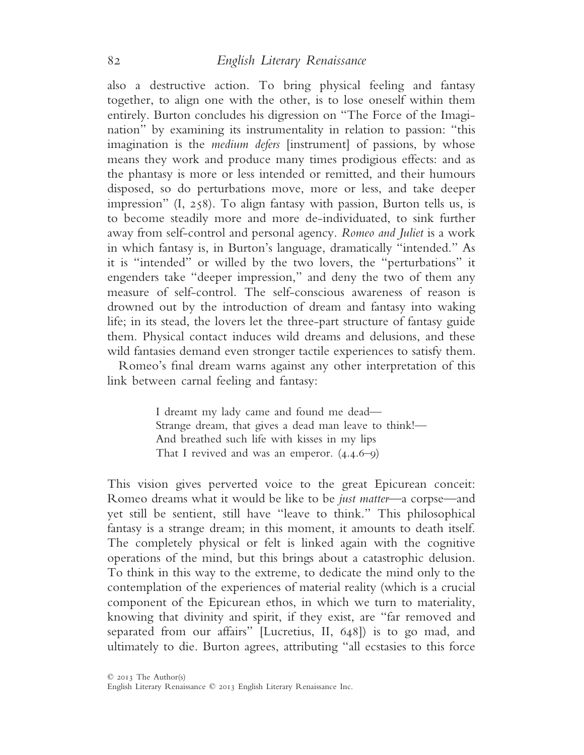also a destructive action. To bring physical feeling and fantasy together, to align one with the other, is to lose oneself within them entirely. Burton concludes his digression on "The Force of the Imagination" by examining its instrumentality in relation to passion: "this imagination is the *medium defers* [instrument] of passions, by whose means they work and produce many times prodigious effects: and as the phantasy is more or less intended or remitted, and their humours disposed, so do perturbations move, more or less, and take deeper impression" (I, 258). To align fantasy with passion, Burton tells us, is to become steadily more and more de-individuated, to sink further away from self-control and personal agency. *Romeo and Juliet* is a work in which fantasy is, in Burton's language, dramatically "intended." As it is "intended" or willed by the two lovers, the "perturbations" it engenders take "deeper impression," and deny the two of them any measure of self-control. The self-conscious awareness of reason is drowned out by the introduction of dream and fantasy into waking life; in its stead, the lovers let the three-part structure of fantasy guide them. Physical contact induces wild dreams and delusions, and these wild fantasies demand even stronger tactile experiences to satisfy them.

Romeo's final dream warns against any other interpretation of this link between carnal feeling and fantasy:

> I dreamt my lady came and found me dead—
> Strange dream, that gives a dead man leave to think!—
> And breathed such life with kisses in my lips
> That I revived and was an emperor. (4.4.6–9)

This vision gives perverted voice to the great Epicurean conceit: Romeo dreams what it would be like to be *just matter*—a corpse—and yet still be sentient, still have "leave to think." This philosophical fantasy is a strange dream; in this moment, it amounts to death itself. The completely physical or felt is linked again with the cognitive operations of the mind, but this brings about a catastrophic delusion. To think in this way to the extreme, to dedicate the mind only to the contemplation of the experiences of material reality (which is a crucial component of the Epicurean ethos, in which we turn to materiality, knowing that divinity and spirit, if they exist, are "far removed and separated from our affairs" [Lucretius, II, 648]) is to go mad, and ultimately to die. Burton agrees, attributing "all ecstasies to this force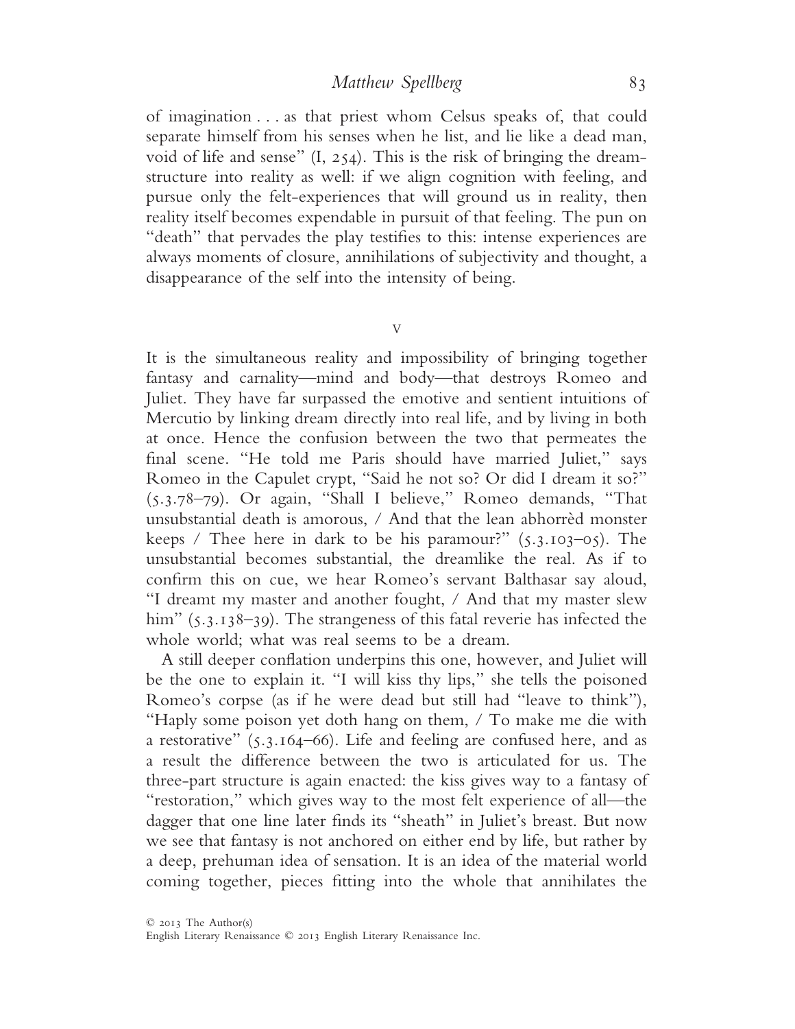of imagination . . . as that priest whom Celsus speaks of, that could separate himself from his senses when he list, and lie like a dead man, void of life and sense" (I, 254). This is the risk of bringing the dream-structure into reality as well: if we align cognition with feeling, and pursue only the felt-experiences that will ground us in reality, then reality itself becomes expendable in pursuit of that feeling. The pun on "death" that pervades the play testifies to this: intense experiences are always moments of closure, annihilations of subjectivity and thought, a disappearance of the self into the intensity of being.

## V

It is the simultaneous reality and impossibility of bringing together fantasy and carnality—mind and body—that destroys Romeo and Juliet. They have far surpassed the emotive and sentient intuitions of Mercutio by linking dream directly into real life, and by living in both at once. Hence the confusion between the two that permeates the final scene. "He told me Paris should have married Juliet," says Romeo in the Capulet crypt, "Said he not so? Or did I dream it so?" (5.3.78–79). Or again, "Shall I believe," Romeo demands, "That unsubstantial death is amorous, / And that the lean abhorrèd monster keeps / Thee here in dark to be his paramour?" (5.3.103–05). The unsubstantial becomes substantial, the dreamlike the real. As if to confirm this on cue, we hear Romeo's servant Balthasar say aloud, "I dreamt my master and another fought, / And that my master slew him" (5.3.138–39). The strangeness of this fatal reverie has infected the whole world; what was real seems to be a dream.

A still deeper conflation underpins this one, however, and Juliet will be the one to explain it. "I will kiss thy lips," she tells the poisoned Romeo's corpse (as if he were dead but still had "leave to think"), "Haply some poison yet doth hang on them, / To make me die with a restorative" (5.3.164–66). Life and feeling are confused here, and as a result the difference between the two is articulated for us. The three-part structure is again enacted: the kiss gives way to a fantasy of "restoration," which gives way to the most felt experience of all—the dagger that one line later finds its "sheath" in Juliet's breast. But now we see that fantasy is not anchored on either end by life, but rather by a deep, prehuman idea of sensation. It is an idea of the material world coming together, pieces fitting into the whole that annihilates the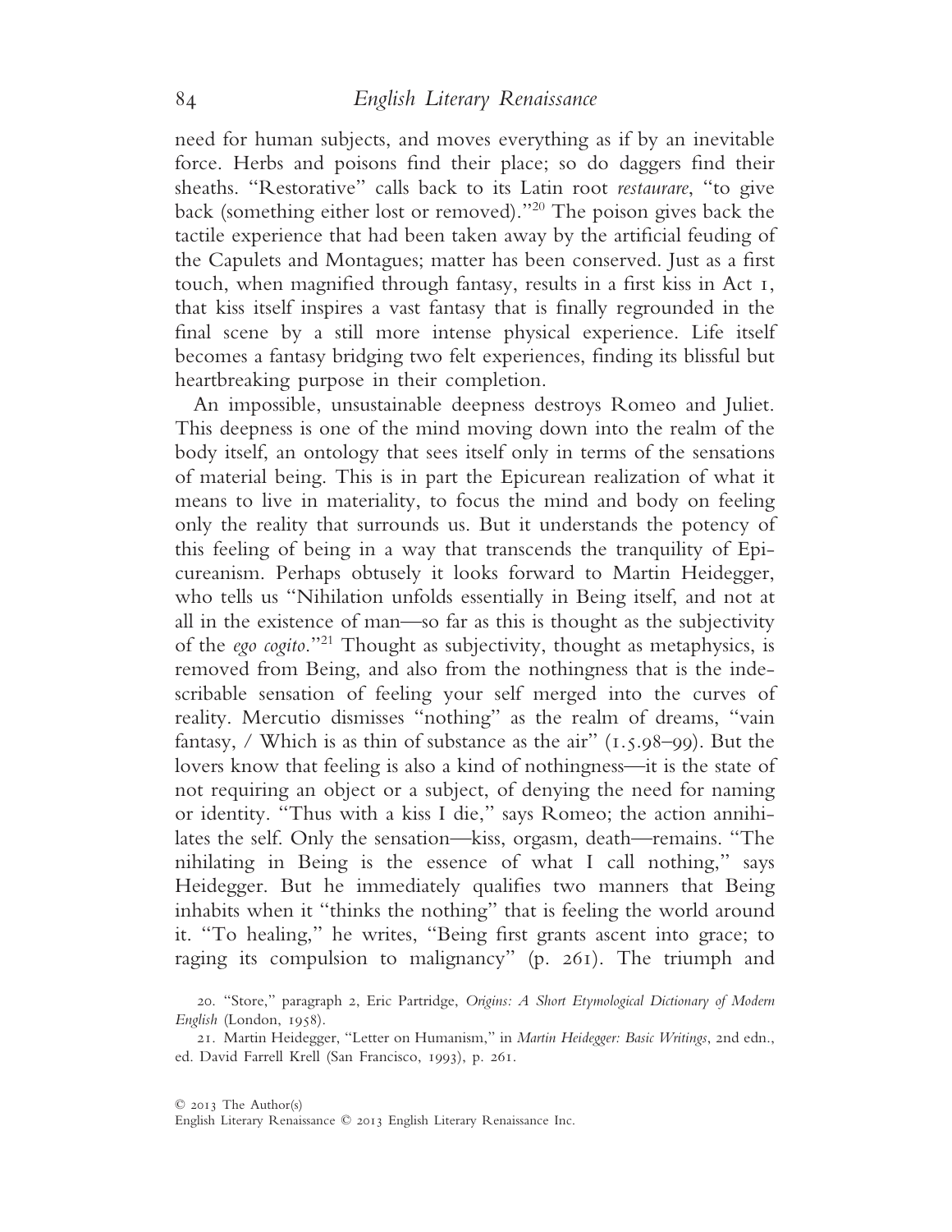need for human subjects, and moves everything as if by an inevitable force. Herbs and poisons find their place; so do daggers find their sheaths. "Restorative" calls back to its Latin root *restaurare*, "to give back (something either lost or removed)."[20] The poison gives back the tactile experience that had been taken away by the artificial feuding of the Capulets and Montagues; matter has been conserved. Just as a first touch, when magnified through fantasy, results in a first kiss in Act 1, that kiss itself inspires a vast fantasy that is finally regrounded in the final scene by a still more intense physical experience. Life itself becomes a fantasy bridging two felt experiences, finding its blissful but heartbreaking purpose in their completion.

An impossible, unsustainable deepness destroys Romeo and Juliet. This deepness is one of the mind moving down into the realm of the body itself, an ontology that sees itself only in terms of the sensations of material being. This is in part the Epicurean realization of what it means to live in materiality, to focus the mind and body on feeling only the reality that surrounds us. But it understands the potency of this feeling of being in a way that transcends the tranquility of Epicureanism. Perhaps obtusely it looks forward to Martin Heidegger, who tells us "Nihilation unfolds essentially in Being itself, and not at all in the existence of man—so far as this is thought as the subjectivity of the *ego cogito*."[21] Thought as subjectivity, thought as metaphysics, is removed from Being, and also from the nothingness that is the indescribable sensation of feeling your self merged into the curves of reality. Mercutio dismisses "nothing" as the realm of dreams, "vain fantasy, / Which is as thin of substance as the air" (1.5.98–99). But the lovers know that feeling is also a kind of nothingness—it is the state of not requiring an object or a subject, of denying the need for naming or identity. "Thus with a kiss I die," says Romeo; the action annihilates the self. Only the sensation—kiss, orgasm, death—remains. "The nihilating in Being is the essence of what I call nothing," says Heidegger. But he immediately qualifies two manners that Being inhabits when it "thinks the nothing" that is feeling the world around it. "To healing," he writes, "Being first grants ascent into grace; to raging its compulsion to malignancy" (p. 261). The triumph and

20. "Store," paragraph 2, Eric Partridge, *Origins: A Short Etymological Dictionary of Modern English* (London, 1958).

21. Martin Heidegger, "Letter on Humanism," in *Martin Heidegger: Basic Writings*, 2nd edn., ed. David Farrell Krell (San Francisco, 1993), p. 261.

© 2013 The Author(s)
English Literary Renaissance © 2013 English Literary Renaissance Inc.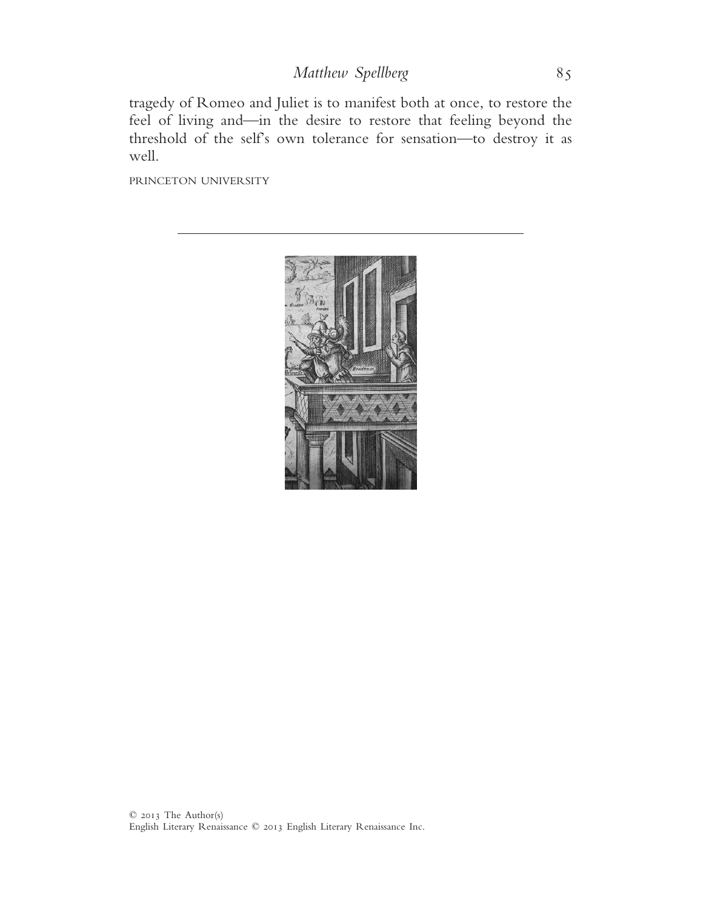tragedy of Romeo and Juliet is to manifest both at once, to restore the feel of living and—in the desire to restore that feeling beyond the threshold of the self's own tolerance for sensation—to destroy it as well.

PRINCETON UNIVERSITY

---

© 2013 The Author(s)
English Literary Renaissance © 2013 English Literary Renaissance Inc.